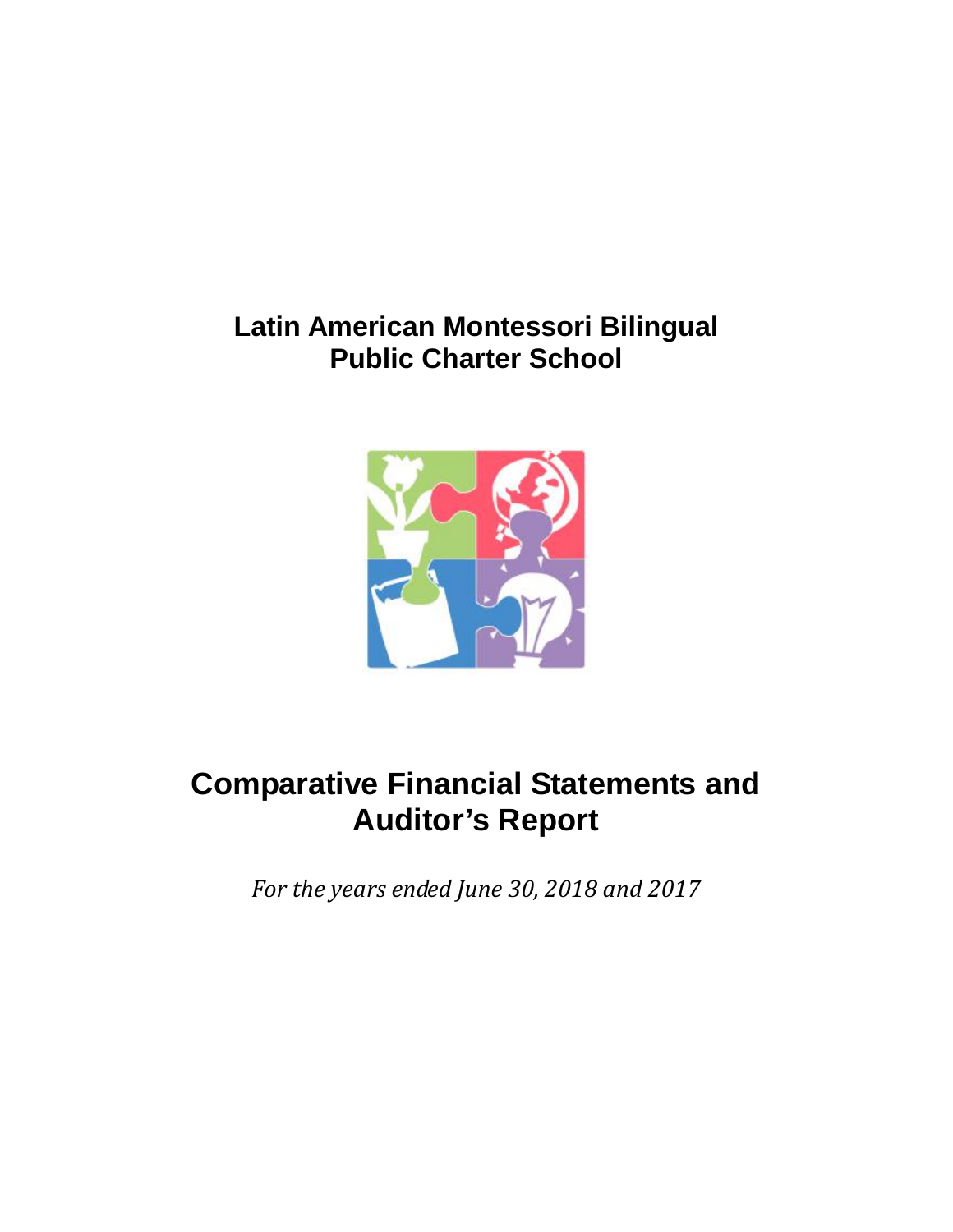# Latin American Montessori Bilingual Public Charter School

# Comparative Financial Statements and Auditor's Report

*For the years ended June 30, 2018 and 2017*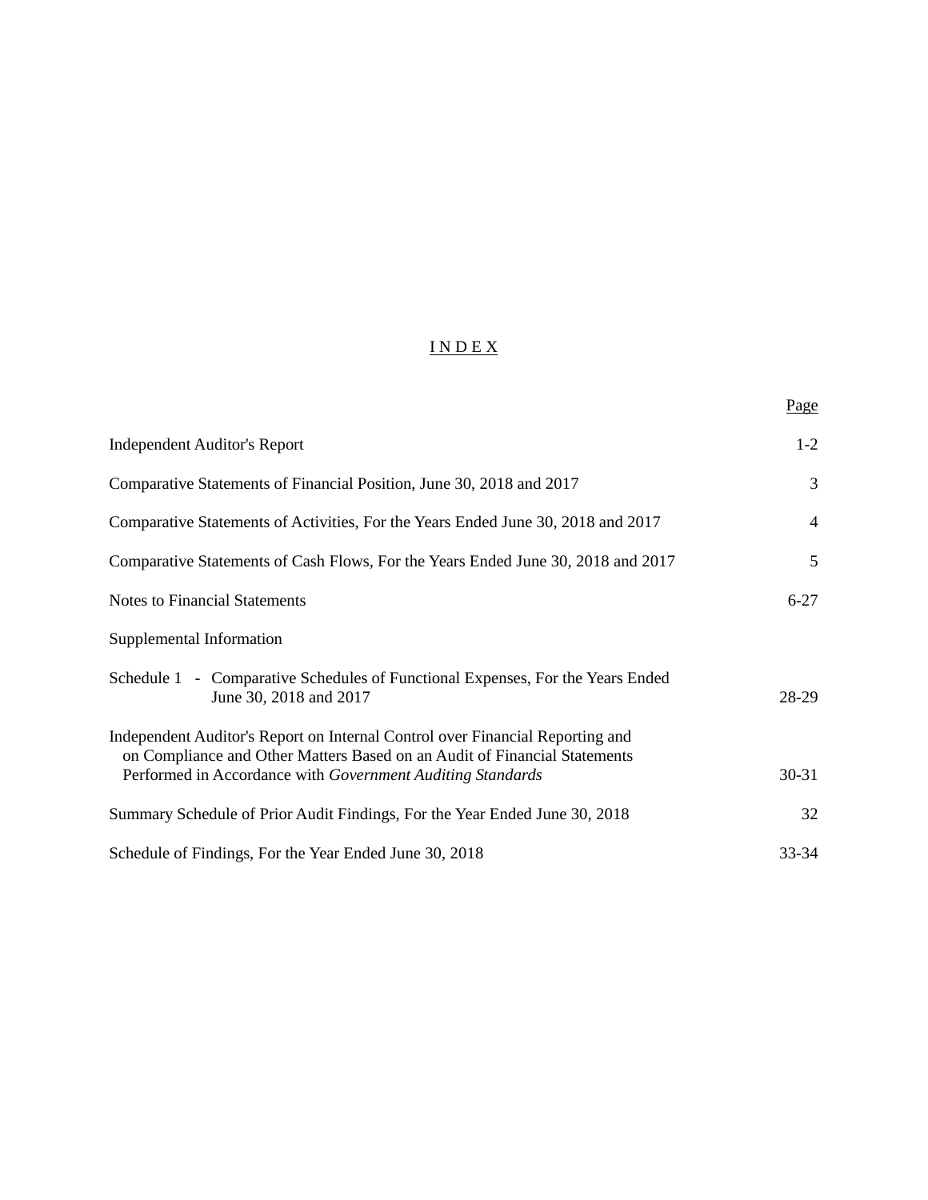# I N D E X

| | Page |
|---|---|
| Independent Auditor's Report | 1-2 |
| Comparative Statements of Financial Position, June 30, 2018 and 2017 | 3 |
| Comparative Statements of Activities, For the Years Ended June 30, 2018 and 2017 | 4 |
| Comparative Statements of Cash Flows, For the Years Ended June 30, 2018 and 2017 | 5 |
| Notes to Financial Statements | 6-27 |
| Supplemental Information | |
| Schedule 1 - Comparative Schedules of Functional Expenses, For the Years Ended June 30, 2018 and 2017 | 28-29 |
| Independent Auditor's Report on Internal Control over Financial Reporting and on Compliance and Other Matters Based on an Audit of Financial Statements Performed in Accordance with *Government Auditing Standards* | 30-31 |
| Summary Schedule of Prior Audit Findings, For the Year Ended June 30, 2018 | 32 |
| Schedule of Findings, For the Year Ended June 30, 2018 | 33-34 |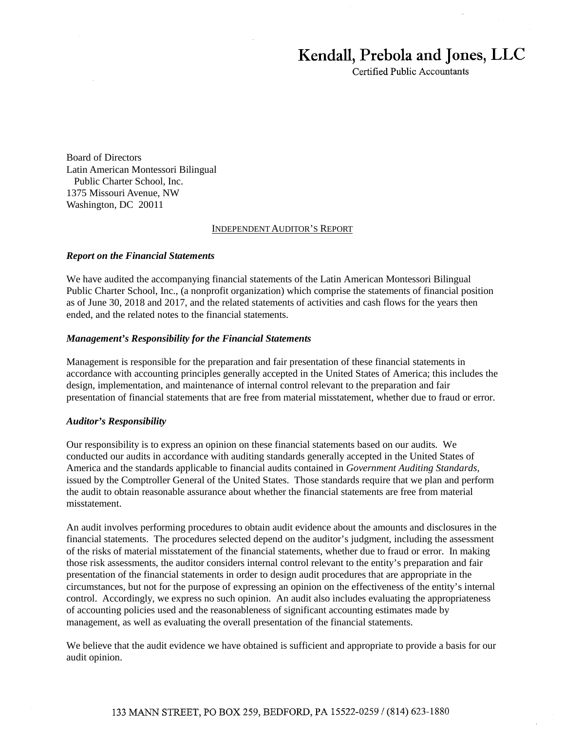# Kendall, Prebola and Jones, LLC

Certified Public Accountants

Board of Directors
Latin American Montessori Bilingual
Public Charter School, Inc.
1375 Missouri Avenue, NW
Washington, DC 20011

## INDEPENDENT AUDITOR'S REPORT

***Report on the Financial Statements***

We have audited the accompanying financial statements of the Latin American Montessori Bilingual Public Charter School, Inc., (a nonprofit organization) which comprise the statements of financial position as of June 30, 2018 and 2017, and the related statements of activities and cash flows for the years then ended, and the related notes to the financial statements.

***Management's Responsibility for the Financial Statements***

Management is responsible for the preparation and fair presentation of these financial statements in accordance with accounting principles generally accepted in the United States of America; this includes the design, implementation, and maintenance of internal control relevant to the preparation and fair presentation of financial statements that are free from material misstatement, whether due to fraud or error.

***Auditor's Responsibility***

Our responsibility is to express an opinion on these financial statements based on our audits. We conducted our audits in accordance with auditing standards generally accepted in the United States of America and the standards applicable to financial audits contained in *Government Auditing Standards*, issued by the Comptroller General of the United States. Those standards require that we plan and perform the audit to obtain reasonable assurance about whether the financial statements are free from material misstatement.

An audit involves performing procedures to obtain audit evidence about the amounts and disclosures in the financial statements. The procedures selected depend on the auditor's judgment, including the assessment of the risks of material misstatement of the financial statements, whether due to fraud or error. In making those risk assessments, the auditor considers internal control relevant to the entity's preparation and fair presentation of the financial statements in order to design audit procedures that are appropriate in the circumstances, but not for the purpose of expressing an opinion on the effectiveness of the entity's internal control. Accordingly, we express no such opinion. An audit also includes evaluating the appropriateness of accounting policies used and the reasonableness of significant accounting estimates made by management, as well as evaluating the overall presentation of the financial statements.

We believe that the audit evidence we have obtained is sufficient and appropriate to provide a basis for our audit opinion.

133 MANN STREET, PO BOX 259, BEDFORD, PA 15522-0259 / (814) 623-1880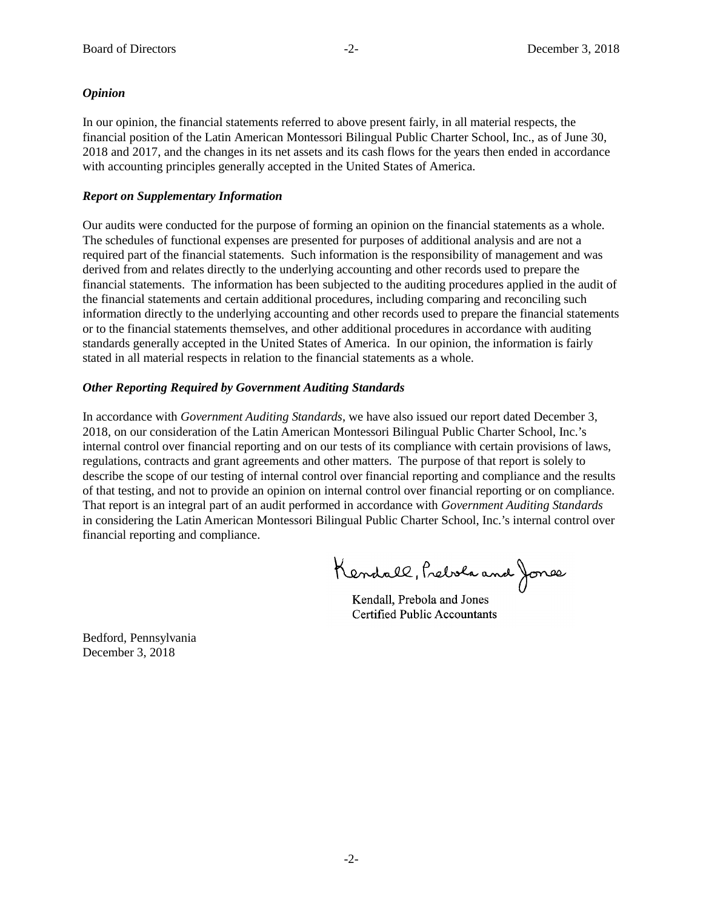### *Opinion*

In our opinion, the financial statements referred to above present fairly, in all material respects, the financial position of the Latin American Montessori Bilingual Public Charter School, Inc., as of June 30, 2018 and 2017, and the changes in its net assets and its cash flows for the years then ended in accordance with accounting principles generally accepted in the United States of America.

### *Report on Supplementary Information*

Our audits were conducted for the purpose of forming an opinion on the financial statements as a whole. The schedules of functional expenses are presented for purposes of additional analysis and are not a required part of the financial statements. Such information is the responsibility of management and was derived from and relates directly to the underlying accounting and other records used to prepare the financial statements. The information has been subjected to the auditing procedures applied in the audit of the financial statements and certain additional procedures, including comparing and reconciling such information directly to the underlying accounting and other records used to prepare the financial statements or to the financial statements themselves, and other additional procedures in accordance with auditing standards generally accepted in the United States of America. In our opinion, the information is fairly stated in all material respects in relation to the financial statements as a whole.

### *Other Reporting Required by Government Auditing Standards*

In accordance with *Government Auditing Standards*, we have also issued our report dated December 3, 2018, on our consideration of the Latin American Montessori Bilingual Public Charter School, Inc.'s internal control over financial reporting and on our tests of its compliance with certain provisions of laws, regulations, contracts and grant agreements and other matters. The purpose of that report is solely to describe the scope of our testing of internal control over financial reporting and compliance and the results of that testing, and not to provide an opinion on internal control over financial reporting or on compliance. That report is an integral part of an audit performed in accordance with *Government Auditing Standards* in considering the Latin American Montessori Bilingual Public Charter School, Inc.'s internal control over financial reporting and compliance.

Kendall, Prebola and Jones

Kendall, Prebola and Jones
Certified Public Accountants

Bedford, Pennsylvania
December 3, 2018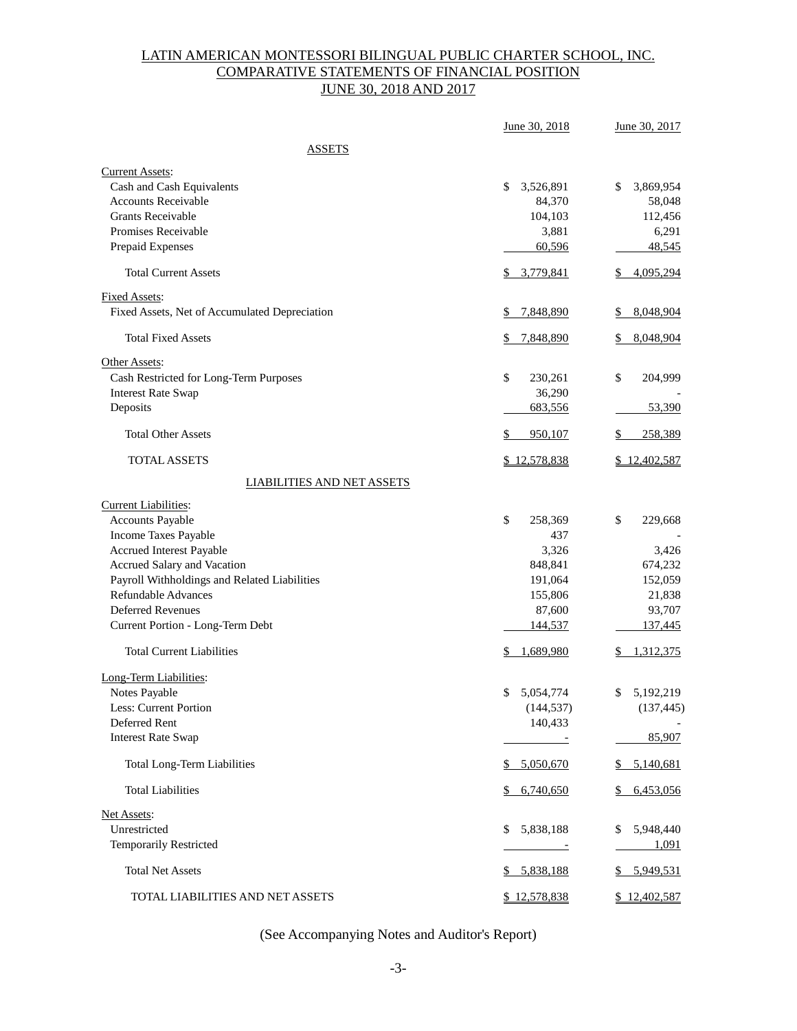# LATIN AMERICAN MONTESSORI BILINGUAL PUBLIC CHARTER SCHOOL, INC.
## COMPARATIVE STATEMENTS OF FINANCIAL POSITION
### JUNE 30, 2018 AND 2017

| | June 30, 2018 | June 30, 2017 |
|---|---|---|
| **ASSETS** | | |
| Current Assets: | | |
| Cash and Cash Equivalents | $ 3,526,891 | $ 3,869,954 |
| Accounts Receivable | 84,370 | 58,048 |
| Grants Receivable | 104,103 | 112,456 |
| Promises Receivable | 3,881 | 6,291 |
| Prepaid Expenses | 60,596 | 48,545 |
| Total Current Assets | $ 3,779,841 | $ 4,095,294 |
| Fixed Assets: | | |
| Fixed Assets, Net of Accumulated Depreciation | $ 7,848,890 | $ 8,048,904 |
| Total Fixed Assets | $ 7,848,890 | $ 8,048,904 |
| Other Assets: | | |
| Cash Restricted for Long-Term Purposes | $ 230,261 | $ 204,999 |
| Interest Rate Swap | 36,290 | - |
| Deposits | 683,556 | 53,390 |
| Total Other Assets | $ 950,107 | $ 258,389 |
| TOTAL ASSETS | $ 12,578,838 | $ 12,402,587 |
| **LIABILITIES AND NET ASSETS** | | |
| Current Liabilities: | | |
| Accounts Payable | $ 258,369 | $ 229,668 |
| Income Taxes Payable | 437 | - |
| Accrued Interest Payable | 3,326 | 3,426 |
| Accrued Salary and Vacation | 848,841 | 674,232 |
| Payroll Withholdings and Related Liabilities | 191,064 | 152,059 |
| Refundable Advances | 155,806 | 21,838 |
| Deferred Revenues | 87,600 | 93,707 |
| Current Portion - Long-Term Debt | 144,537 | 137,445 |
| Total Current Liabilities | $ 1,689,980 | $ 1,312,375 |
| Long-Term Liabilities: | | |
| Notes Payable | $ 5,054,774 | $ 5,192,219 |
| Less: Current Portion | (144,537) | (137,445) |
| Deferred Rent | 140,433 | - |
| Interest Rate Swap | - | 85,907 |
| Total Long-Term Liabilities | $ 5,050,670 | $ 5,140,681 |
| Total Liabilities | $ 6,740,650 | $ 6,453,056 |
| Net Assets: | | |
| Unrestricted | $ 5,838,188 | $ 5,948,440 |
| Temporarily Restricted | - | 1,091 |
| Total Net Assets | $ 5,838,188 | $ 5,949,531 |
| TOTAL LIABILITIES AND NET ASSETS | $ 12,578,838 | $ 12,402,587 |

(See Accompanying Notes and Auditor's Report)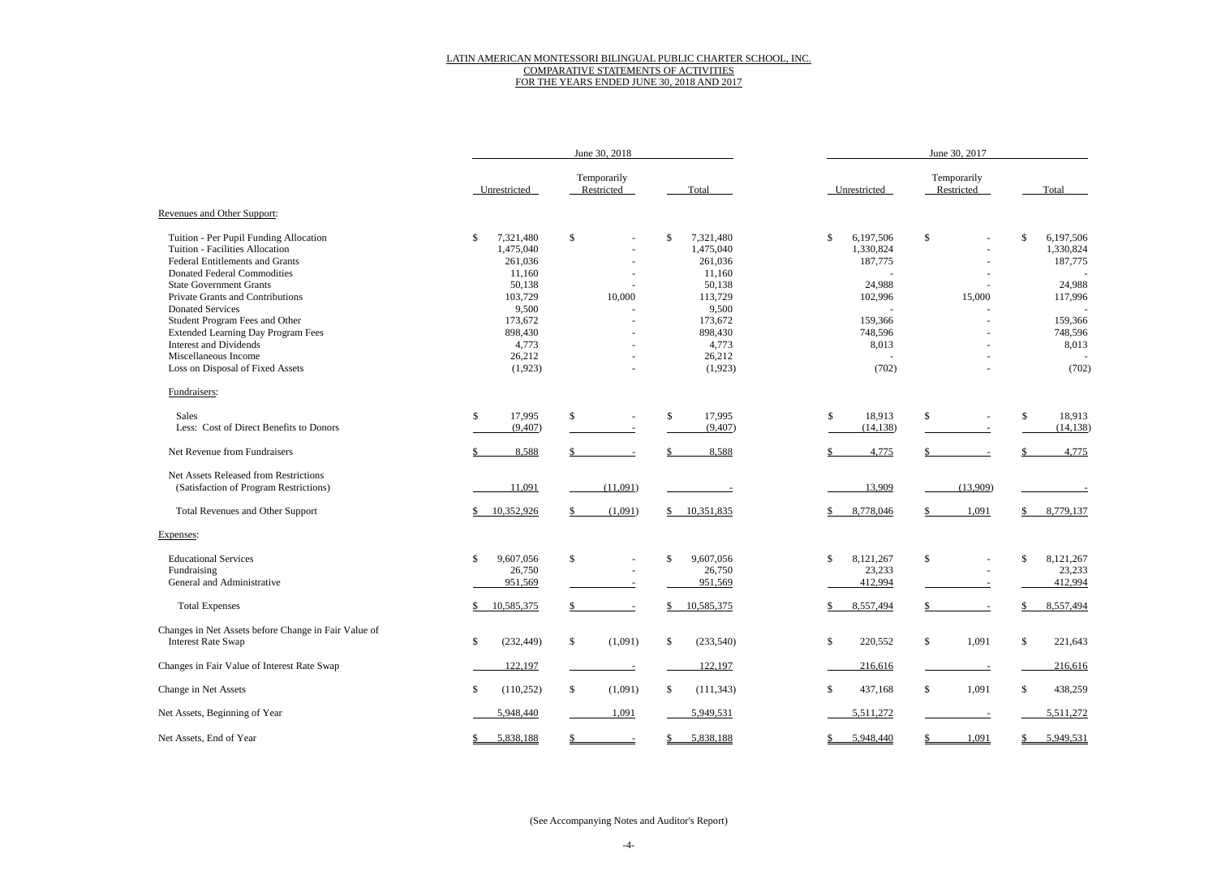LATIN AMERICAN MONTESSORI BILINGUAL PUBLIC CHARTER SCHOOL, INC.
COMPARATIVE STATEMENTS OF ACTIVITIES
FOR THE YEARS ENDED JUNE 30, 2018 AND 2017

| | June 30, 2018 | | | June 30, 2017 | | |
|---|---|---|---|---|---|---|
| | Unrestricted | Temporarily Restricted | Total | Unrestricted | Temporarily Restricted | Total |
| **Revenues and Other Support:** | | | | | | |
| Tuition - Per Pupil Funding Allocation | $ 7,321,480 | $ - | $ 7,321,480 | $ 6,197,506 | $ - | $ 6,197,506 |
| Tuition - Facilities Allocation | 1,475,040 | - | 1,475,040 | 1,330,824 | - | 1,330,824 |
| Federal Entitlements and Grants | 261,036 | - | 261,036 | 187,775 | - | 187,775 |
| Donated Federal Commodities | 11,160 | - | 11,160 | - | - | - |
| State Government Grants | 50,138 | - | 50,138 | 24,988 | - | 24,988 |
| Private Grants and Contributions | 103,729 | 10,000 | 113,729 | 102,996 | 15,000 | 117,996 |
| Donated Services | 9,500 | - | 9,500 | - | - | - |
| Student Program Fees and Other | 173,672 | - | 173,672 | 159,366 | - | 159,366 |
| Extended Learning Day Program Fees | 898,430 | - | 898,430 | 748,596 | - | 748,596 |
| Interest and Dividends | 4,773 | - | 4,773 | 8,013 | - | 8,013 |
| Miscellaneous Income | 26,212 | - | 26,212 | - | - | - |
| Loss on Disposal of Fixed Assets | (1,923) | - | (1,923) | (702) | - | (702) |
| Fundraisers: | | | | | | |
| Sales | $ 17,995 | $ - | $ 17,995 | $ 18,913 | $ - | $ 18,913 |
| Less: Cost of Direct Benefits to Donors | (9,407) | - | (9,407) | (14,138) | - | (14,138) |
| Net Revenue from Fundraisers | $ 8,588 | $ - | $ 8,588 | $ 4,775 | $ - | $ 4,775 |
| Net Assets Released from Restrictions (Satisfaction of Program Restrictions) | 11,091 | (11,091) | - | 13,909 | (13,909) | - |
| Total Revenues and Other Support | $ 10,352,926 | $ (1,091) | $ 10,351,835 | $ 8,778,046 | $ 1,091 | $ 8,779,137 |
| **Expenses:** | | | | | | |
| Educational Services | $ 9,607,056 | $ - | $ 9,607,056 | $ 8,121,267 | $ - | $ 8,121,267 |
| Fundraising | 26,750 | - | 26,750 | 23,233 | - | 23,233 |
| General and Administrative | 951,569 | - | 951,569 | 412,994 | - | 412,994 |
| Total Expenses | $ 10,585,375 | $ - | $ 10,585,375 | $ 8,557,494 | $ - | $ 8,557,494 |
| Changes in Net Assets before Change in Fair Value of Interest Rate Swap | $ (232,449) | $ (1,091) | $ (233,540) | $ 220,552 | $ 1,091 | $ 221,643 |
| Changes in Fair Value of Interest Rate Swap | 122,197 | - | 122,197 | 216,616 | - | 216,616 |
| Change in Net Assets | $ (110,252) | $ (1,091) | $ (111,343) | $ 437,168 | $ 1,091 | $ 438,259 |
| Net Assets, Beginning of Year | 5,948,440 | 1,091 | 5,949,531 | 5,511,272 | - | 5,511,272 |
| Net Assets, End of Year | $ 5,838,188 | $ - | $ 5,838,188 | $ 5,948,440 | $ 1,091 | $ 5,949,531 |

(See Accompanying Notes and Auditor's Report)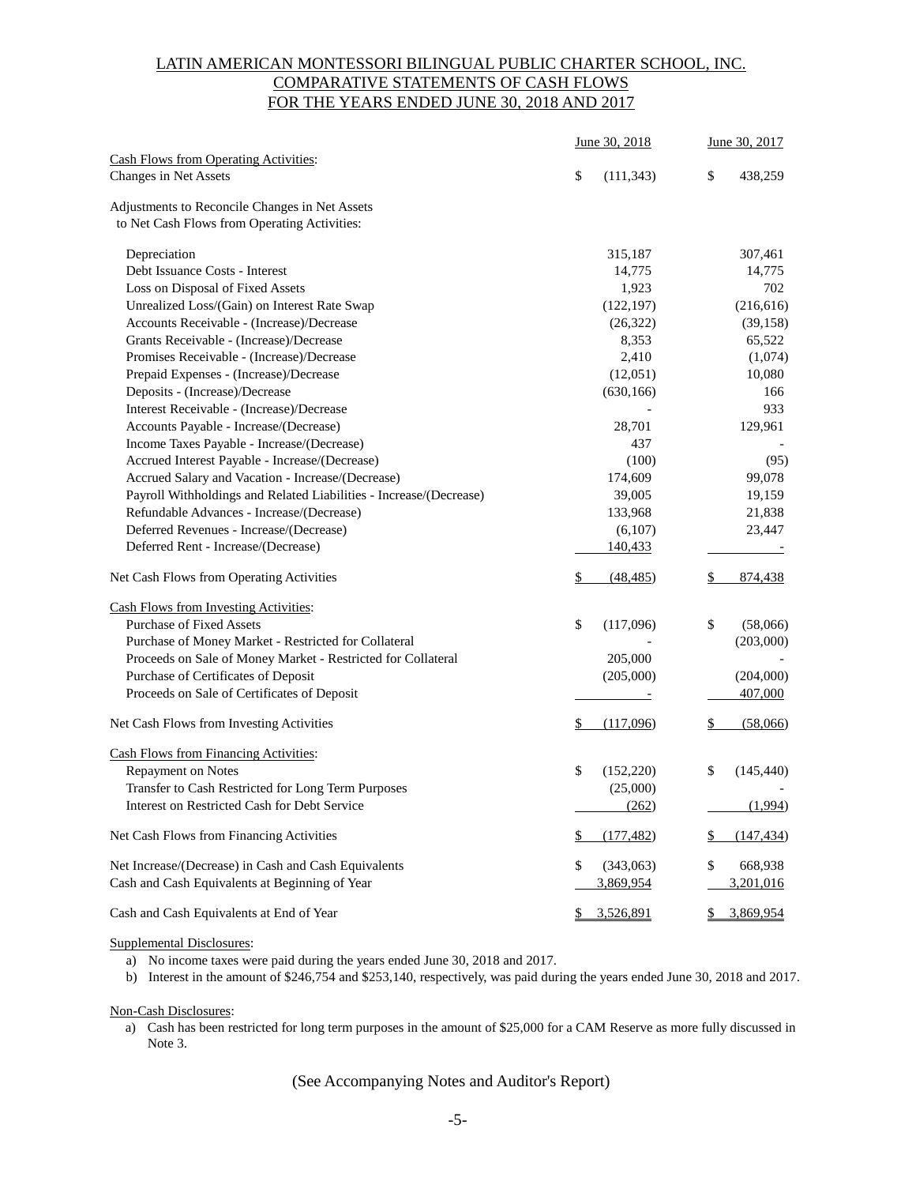# LATIN AMERICAN MONTESSORI BILINGUAL PUBLIC CHARTER SCHOOL, INC.
## COMPARATIVE STATEMENTS OF CASH FLOWS
## FOR THE YEARS ENDED JUNE 30, 2018 AND 2017

| | June 30, 2018 | June 30, 2017 |
|---|---|---|
| Cash Flows from Operating Activities: | | |
| Changes in Net Assets | $ (111,343) | $ 438,259 |
| Adjustments to Reconcile Changes in Net Assets to Net Cash Flows from Operating Activities: | | |
| Depreciation | 315,187 | 307,461 |
| Debt Issuance Costs - Interest | 14,775 | 14,775 |
| Loss on Disposal of Fixed Assets | 1,923 | 702 |
| Unrealized Loss/(Gain) on Interest Rate Swap | (122,197) | (216,616) |
| Accounts Receivable - (Increase)/Decrease | (26,322) | (39,158) |
| Grants Receivable - (Increase)/Decrease | 8,353 | 65,522 |
| Promises Receivable - (Increase)/Decrease | 2,410 | (1,074) |
| Prepaid Expenses - (Increase)/Decrease | (12,051) | 10,080 |
| Deposits - (Increase)/Decrease | (630,166) | 166 |
| Interest Receivable - (Increase)/Decrease | - | 933 |
| Accounts Payable - Increase/(Decrease) | 28,701 | 129,961 |
| Income Taxes Payable - Increase/(Decrease) | 437 | - |
| Accrued Interest Payable - Increase/(Decrease) | (100) | (95) |
| Accrued Salary and Vacation - Increase/(Decrease) | 174,609 | 99,078 |
| Payroll Withholdings and Related Liabilities - Increase/(Decrease) | 39,005 | 19,159 |
| Refundable Advances - Increase/(Decrease) | 133,968 | 21,838 |
| Deferred Revenues - Increase/(Decrease) | (6,107) | 23,447 |
| Deferred Rent - Increase/(Decrease) | 140,433 | - |
| Net Cash Flows from Operating Activities | $ (48,485) | $ 874,438 |
| Cash Flows from Investing Activities: | | |
| Purchase of Fixed Assets | $ (117,096) | $ (58,066) |
| Purchase of Money Market - Restricted for Collateral | - | (203,000) |
| Proceeds on Sale of Money Market - Restricted for Collateral | 205,000 | - |
| Purchase of Certificates of Deposit | (205,000) | (204,000) |
| Proceeds on Sale of Certificates of Deposit | - | 407,000 |
| Net Cash Flows from Investing Activities | $ (117,096) | $ (58,066) |
| Cash Flows from Financing Activities: | | |
| Repayment on Notes | $ (152,220) | $ (145,440) |
| Transfer to Cash Restricted for Long Term Purposes | (25,000) | - |
| Interest on Restricted Cash for Debt Service | (262) | (1,994) |
| Net Cash Flows from Financing Activities | $ (177,482) | $ (147,434) |
| Net Increase/(Decrease) in Cash and Cash Equivalents | $ (343,063) | $ 668,938 |
| Cash and Cash Equivalents at Beginning of Year | 3,869,954 | 3,201,016 |
| Cash and Cash Equivalents at End of Year | $ 3,526,891 | $ 3,869,954 |

Supplemental Disclosures:

a) No income taxes were paid during the years ended June 30, 2018 and 2017.
b) Interest in the amount of $246,754 and $253,140, respectively, was paid during the years ended June 30, 2018 and 2017.

Non-Cash Disclosures:

a) Cash has been restricted for long term purposes in the amount of $25,000 for a CAM Reserve as more fully discussed in Note 3.

(See Accompanying Notes and Auditor's Report)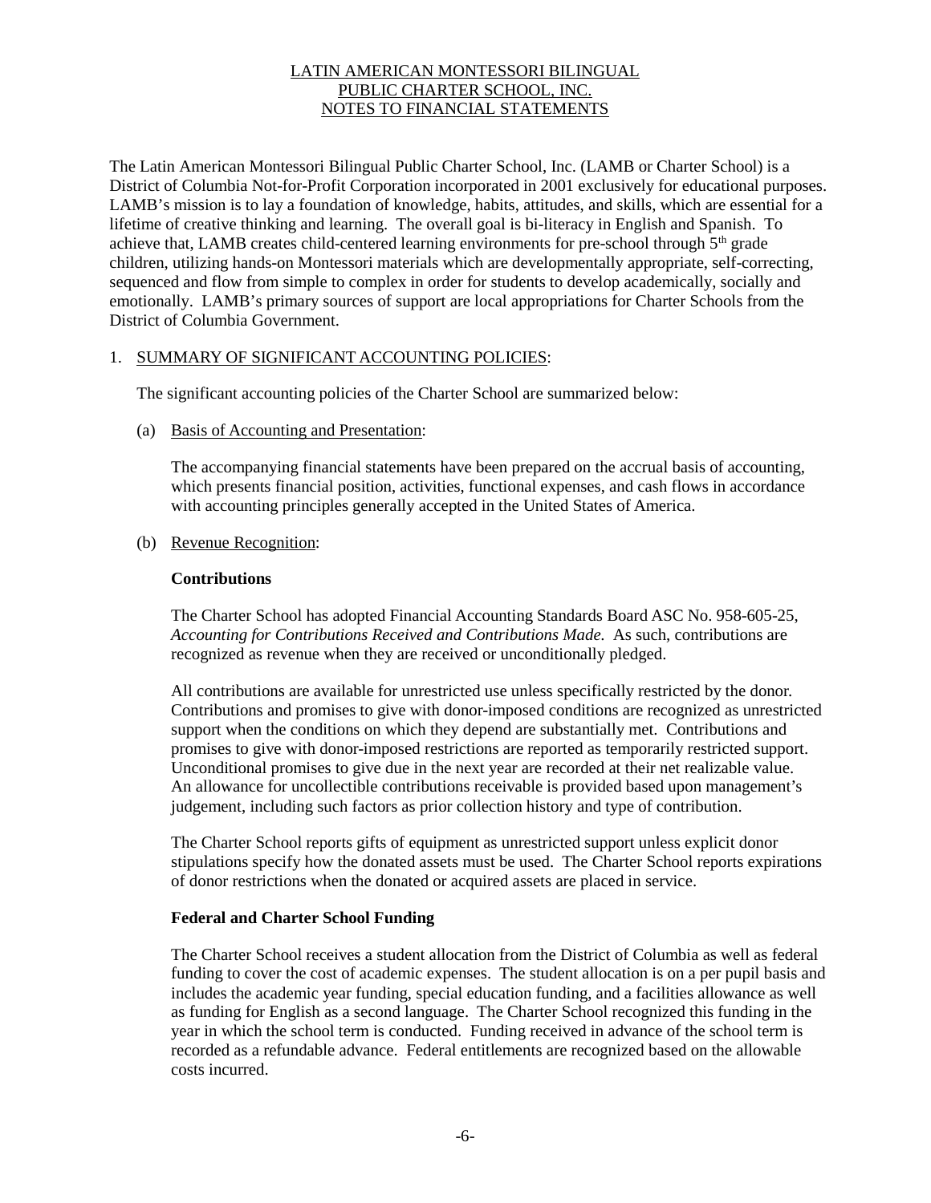# LATIN AMERICAN MONTESSORI BILINGUAL PUBLIC CHARTER SCHOOL, INC. NOTES TO FINANCIAL STATEMENTS

The Latin American Montessori Bilingual Public Charter School, Inc. (LAMB or Charter School) is a District of Columbia Not-for-Profit Corporation incorporated in 2001 exclusively for educational purposes. LAMB's mission is to lay a foundation of knowledge, habits, attitudes, and skills, which are essential for a lifetime of creative thinking and learning. The overall goal is bi-literacy in English and Spanish. To achieve that, LAMB creates child-centered learning environments for pre-school through 5th grade children, utilizing hands-on Montessori materials which are developmentally appropriate, self-correcting, sequenced and flow from simple to complex in order for students to develop academically, socially and emotionally. LAMB's primary sources of support are local appropriations for Charter Schools from the District of Columbia Government.

## 1. SUMMARY OF SIGNIFICANT ACCOUNTING POLICIES:

The significant accounting policies of the Charter School are summarized below:

### (a) Basis of Accounting and Presentation:

The accompanying financial statements have been prepared on the accrual basis of accounting, which presents financial position, activities, functional expenses, and cash flows in accordance with accounting principles generally accepted in the United States of America.

### (b) Revenue Recognition:

**Contributions**

The Charter School has adopted Financial Accounting Standards Board ASC No. 958-605-25, *Accounting for Contributions Received and Contributions Made.* As such, contributions are recognized as revenue when they are received or unconditionally pledged.

All contributions are available for unrestricted use unless specifically restricted by the donor. Contributions and promises to give with donor-imposed conditions are recognized as unrestricted support when the conditions on which they depend are substantially met. Contributions and promises to give with donor-imposed restrictions are reported as temporarily restricted support. Unconditional promises to give due in the next year are recorded at their net realizable value. An allowance for uncollectible contributions receivable is provided based upon management's judgement, including such factors as prior collection history and type of contribution.

The Charter School reports gifts of equipment as unrestricted support unless explicit donor stipulations specify how the donated assets must be used. The Charter School reports expirations of donor restrictions when the donated or acquired assets are placed in service.

**Federal and Charter School Funding**

The Charter School receives a student allocation from the District of Columbia as well as federal funding to cover the cost of academic expenses. The student allocation is on a per pupil basis and includes the academic year funding, special education funding, and a facilities allowance as well as funding for English as a second language. The Charter School recognized this funding in the year in which the school term is conducted. Funding received in advance of the school term is recorded as a refundable advance. Federal entitlements are recognized based on the allowable costs incurred.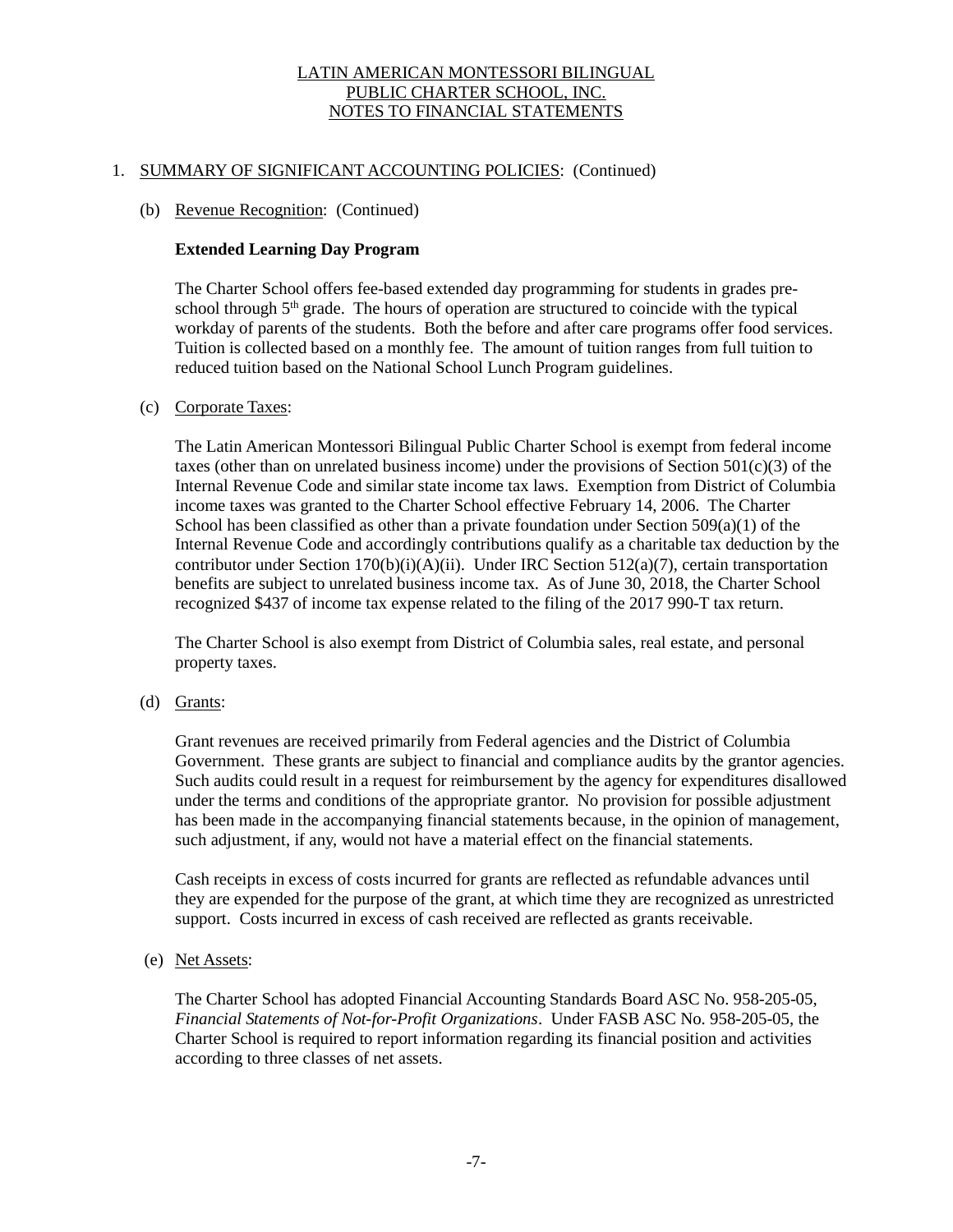# LATIN AMERICAN MONTESSORI BILINGUAL PUBLIC CHARTER SCHOOL, INC.
# NOTES TO FINANCIAL STATEMENTS

1. SUMMARY OF SIGNIFICANT ACCOUNTING POLICIES: (Continued)

   (b) Revenue Recognition: (Continued)

   **Extended Learning Day Program**

   The Charter School offers fee-based extended day programming for students in grades pre-school through 5th grade. The hours of operation are structured to coincide with the typical workday of parents of the students. Both the before and after care programs offer food services. Tuition is collected based on a monthly fee. The amount of tuition ranges from full tuition to reduced tuition based on the National School Lunch Program guidelines.

   (c) Corporate Taxes:

   The Latin American Montessori Bilingual Public Charter School is exempt from federal income taxes (other than on unrelated business income) under the provisions of Section 501(c)(3) of the Internal Revenue Code and similar state income tax laws. Exemption from District of Columbia income taxes was granted to the Charter School effective February 14, 2006. The Charter School has been classified as other than a private foundation under Section 509(a)(1) of the Internal Revenue Code and accordingly contributions qualify as a charitable tax deduction by the contributor under Section 170(b)(i)(A)(ii). Under IRC Section 512(a)(7), certain transportation benefits are subject to unrelated business income tax. As of June 30, 2018, the Charter School recognized $437 of income tax expense related to the filing of the 2017 990-T tax return.

   The Charter School is also exempt from District of Columbia sales, real estate, and personal property taxes.

   (d) Grants:

   Grant revenues are received primarily from Federal agencies and the District of Columbia Government. These grants are subject to financial and compliance audits by the grantor agencies. Such audits could result in a request for reimbursement by the agency for expenditures disallowed under the terms and conditions of the appropriate grantor. No provision for possible adjustment has been made in the accompanying financial statements because, in the opinion of management, such adjustment, if any, would not have a material effect on the financial statements.

   Cash receipts in excess of costs incurred for grants are reflected as refundable advances until they are expended for the purpose of the grant, at which time they are recognized as unrestricted support. Costs incurred in excess of cash received are reflected as grants receivable.

   (e) Net Assets:

   The Charter School has adopted Financial Accounting Standards Board ASC No. 958-205-05, *Financial Statements of Not-for-Profit Organizations*. Under FASB ASC No. 958-205-05, the Charter School is required to report information regarding its financial position and activities according to three classes of net assets.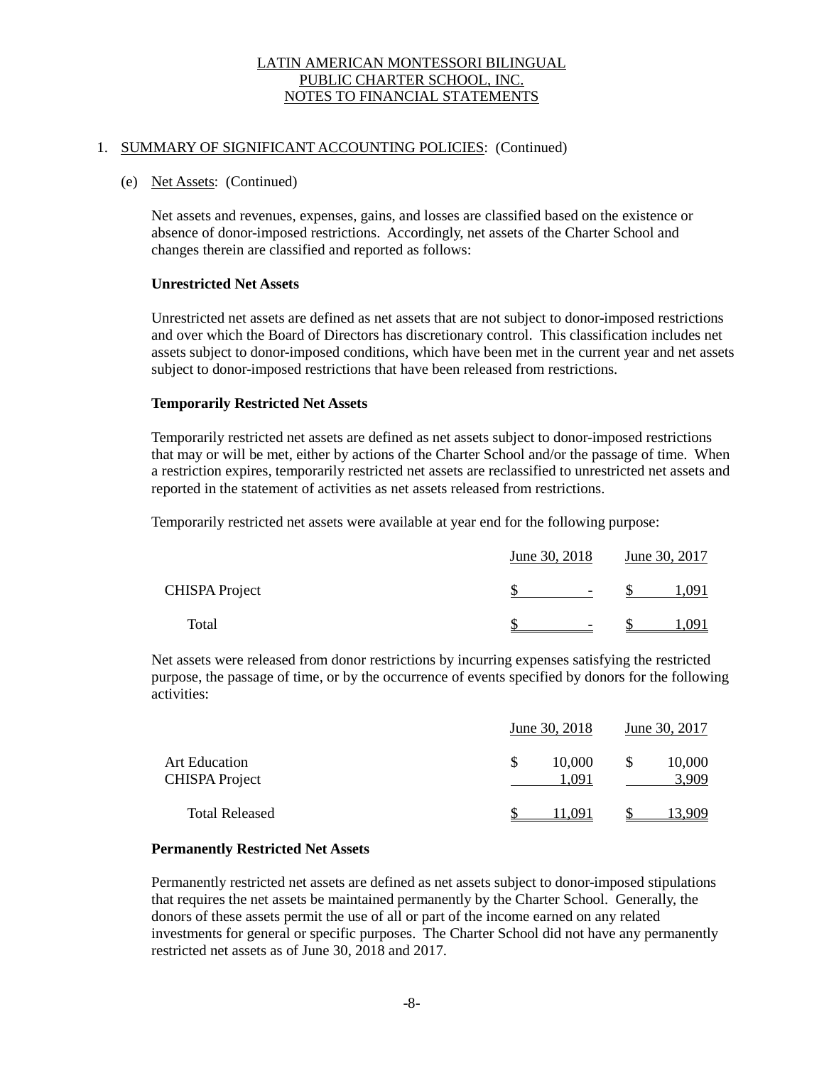LATIN AMERICAN MONTESSORI BILINGUAL
PUBLIC CHARTER SCHOOL, INC.
NOTES TO FINANCIAL STATEMENTS

1. SUMMARY OF SIGNIFICANT ACCOUNTING POLICIES: (Continued)

(e) Net Assets: (Continued)

Net assets and revenues, expenses, gains, and losses are classified based on the existence or absence of donor-imposed restrictions. Accordingly, net assets of the Charter School and changes therein are classified and reported as follows:

**Unrestricted Net Assets**

Unrestricted net assets are defined as net assets that are not subject to donor-imposed restrictions and over which the Board of Directors has discretionary control. This classification includes net assets subject to donor-imposed conditions, which have been met in the current year and net assets subject to donor-imposed restrictions that have been released from restrictions.

**Temporarily Restricted Net Assets**

Temporarily restricted net assets are defined as net assets subject to donor-imposed restrictions that may or will be met, either by actions of the Charter School and/or the passage of time. When a restriction expires, temporarily restricted net assets are reclassified to unrestricted net assets and reported in the statement of activities as net assets released from restrictions.

Temporarily restricted net assets were available at year end for the following purpose:

| | June 30, 2018 | June 30, 2017 |
|---|---|---|
| CHISPA Project | $ - | $ 1,091 |
| Total | $ - | $ 1,091 |

Net assets were released from donor restrictions by incurring expenses satisfying the restricted purpose, the passage of time, or by the occurrence of events specified by donors for the following activities:

| | June 30, 2018 | June 30, 2017 |
|---|---|---|
| Art Education | $ 10,000 | $ 10,000 |
| CHISPA Project | 1,091 | 3,909 |
| Total Released | $ 11,091 | $ 13,909 |

**Permanently Restricted Net Assets**

Permanently restricted net assets are defined as net assets subject to donor-imposed stipulations that requires the net assets be maintained permanently by the Charter School. Generally, the donors of these assets permit the use of all or part of the income earned on any related investments for general or specific purposes. The Charter School did not have any permanently restricted net assets as of June 30, 2018 and 2017.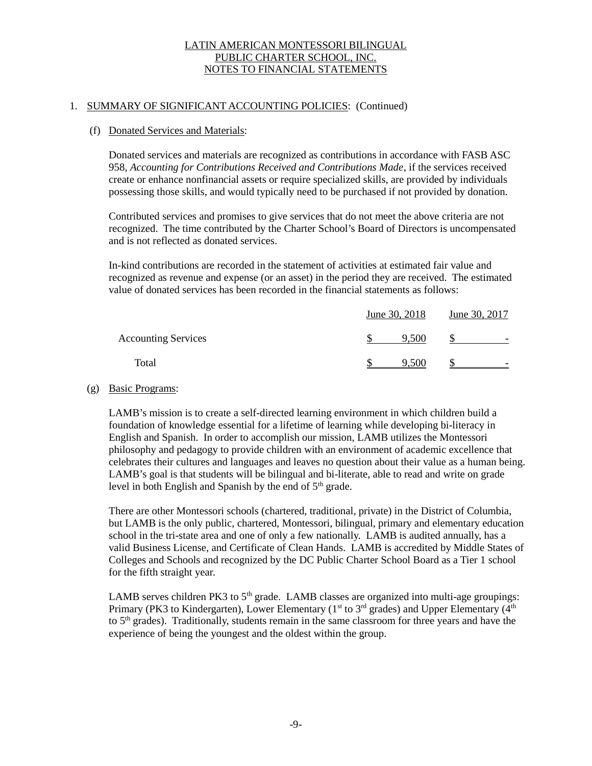LATIN AMERICAN MONTESSORI BILINGUAL
PUBLIC CHARTER SCHOOL, INC.
NOTES TO FINANCIAL STATEMENTS

1. SUMMARY OF SIGNIFICANT ACCOUNTING POLICIES: (Continued)

(f) Donated Services and Materials:

Donated services and materials are recognized as contributions in accordance with FASB ASC 958, *Accounting for Contributions Received and Contributions Made*, if the services received create or enhance nonfinancial assets or require specialized skills, are provided by individuals possessing those skills, and would typically need to be purchased if not provided by donation.

Contributed services and promises to give services that do not meet the above criteria are not recognized. The time contributed by the Charter School's Board of Directors is uncompensated and is not reflected as donated services.

In-kind contributions are recorded in the statement of activities at estimated fair value and recognized as revenue and expense (or an asset) in the period they are received. The estimated value of donated services has been recorded in the financial statements as follows:

| | June 30, 2018 | June 30, 2017 |
|---|---|---|
| Accounting Services | $ 9,500 | $ - |
| Total | $ 9,500 | $ - |

(g) Basic Programs:

LAMB's mission is to create a self-directed learning environment in which children build a foundation of knowledge essential for a lifetime of learning while developing bi-literacy in English and Spanish. In order to accomplish our mission, LAMB utilizes the Montessori philosophy and pedagogy to provide children with an environment of academic excellence that celebrates their cultures and languages and leaves no question about their value as a human being. LAMB's goal is that students will be bilingual and bi-literate, able to read and write on grade level in both English and Spanish by the end of 5th grade.

There are other Montessori schools (chartered, traditional, private) in the District of Columbia, but LAMB is the only public, chartered, Montessori, bilingual, primary and elementary education school in the tri-state area and one of only a few nationally. LAMB is audited annually, has a valid Business License, and Certificate of Clean Hands. LAMB is accredited by Middle States of Colleges and Schools and recognized by the DC Public Charter School Board as a Tier 1 school for the fifth straight year.

LAMB serves children PK3 to 5th grade. LAMB classes are organized into multi-age groupings: Primary (PK3 to Kindergarten), Lower Elementary (1st to 3rd grades) and Upper Elementary (4th to 5th grades). Traditionally, students remain in the same classroom for three years and have the experience of being the youngest and the oldest within the group.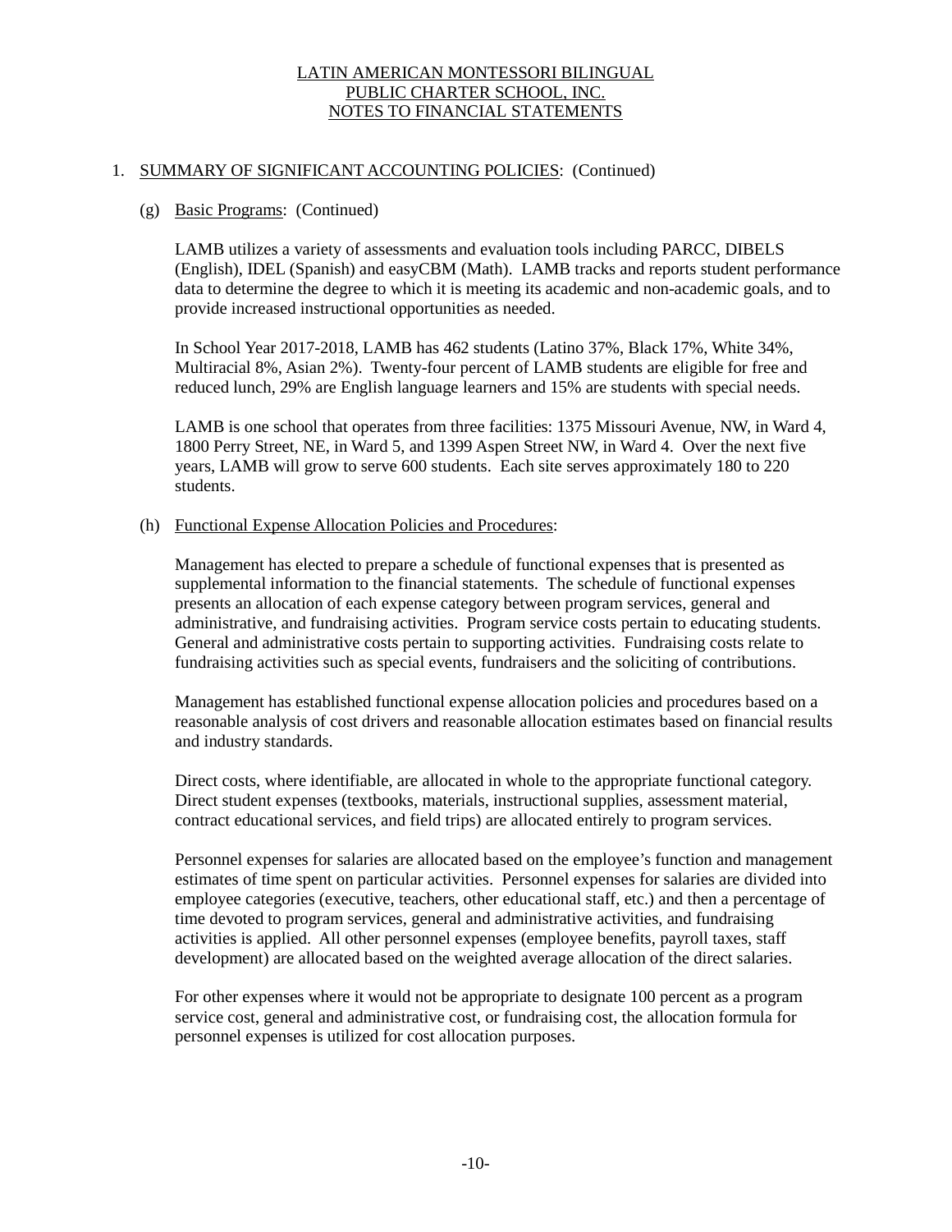LATIN AMERICAN MONTESSORI BILINGUAL
PUBLIC CHARTER SCHOOL, INC.
NOTES TO FINANCIAL STATEMENTS

1. SUMMARY OF SIGNIFICANT ACCOUNTING POLICIES: (Continued)

   (g) Basic Programs: (Continued)

   LAMB utilizes a variety of assessments and evaluation tools including PARCC, DIBELS (English), IDEL (Spanish) and easyCBM (Math). LAMB tracks and reports student performance data to determine the degree to which it is meeting its academic and non-academic goals, and to provide increased instructional opportunities as needed.

   In School Year 2017-2018, LAMB has 462 students (Latino 37%, Black 17%, White 34%, Multiracial 8%, Asian 2%). Twenty-four percent of LAMB students are eligible for free and reduced lunch, 29% are English language learners and 15% are students with special needs.

   LAMB is one school that operates from three facilities: 1375 Missouri Avenue, NW, in Ward 4, 1800 Perry Street, NE, in Ward 5, and 1399 Aspen Street NW, in Ward 4. Over the next five years, LAMB will grow to serve 600 students. Each site serves approximately 180 to 220 students.

   (h) Functional Expense Allocation Policies and Procedures:

   Management has elected to prepare a schedule of functional expenses that is presented as supplemental information to the financial statements. The schedule of functional expenses presents an allocation of each expense category between program services, general and administrative, and fundraising activities. Program service costs pertain to educating students. General and administrative costs pertain to supporting activities. Fundraising costs relate to fundraising activities such as special events, fundraisers and the soliciting of contributions.

   Management has established functional expense allocation policies and procedures based on a reasonable analysis of cost drivers and reasonable allocation estimates based on financial results and industry standards.

   Direct costs, where identifiable, are allocated in whole to the appropriate functional category. Direct student expenses (textbooks, materials, instructional supplies, assessment material, contract educational services, and field trips) are allocated entirely to program services.

   Personnel expenses for salaries are allocated based on the employee's function and management estimates of time spent on particular activities. Personnel expenses for salaries are divided into employee categories (executive, teachers, other educational staff, etc.) and then a percentage of time devoted to program services, general and administrative activities, and fundraising activities is applied. All other personnel expenses (employee benefits, payroll taxes, staff development) are allocated based on the weighted average allocation of the direct salaries.

   For other expenses where it would not be appropriate to designate 100 percent as a program service cost, general and administrative cost, or fundraising cost, the allocation formula for personnel expenses is utilized for cost allocation purposes.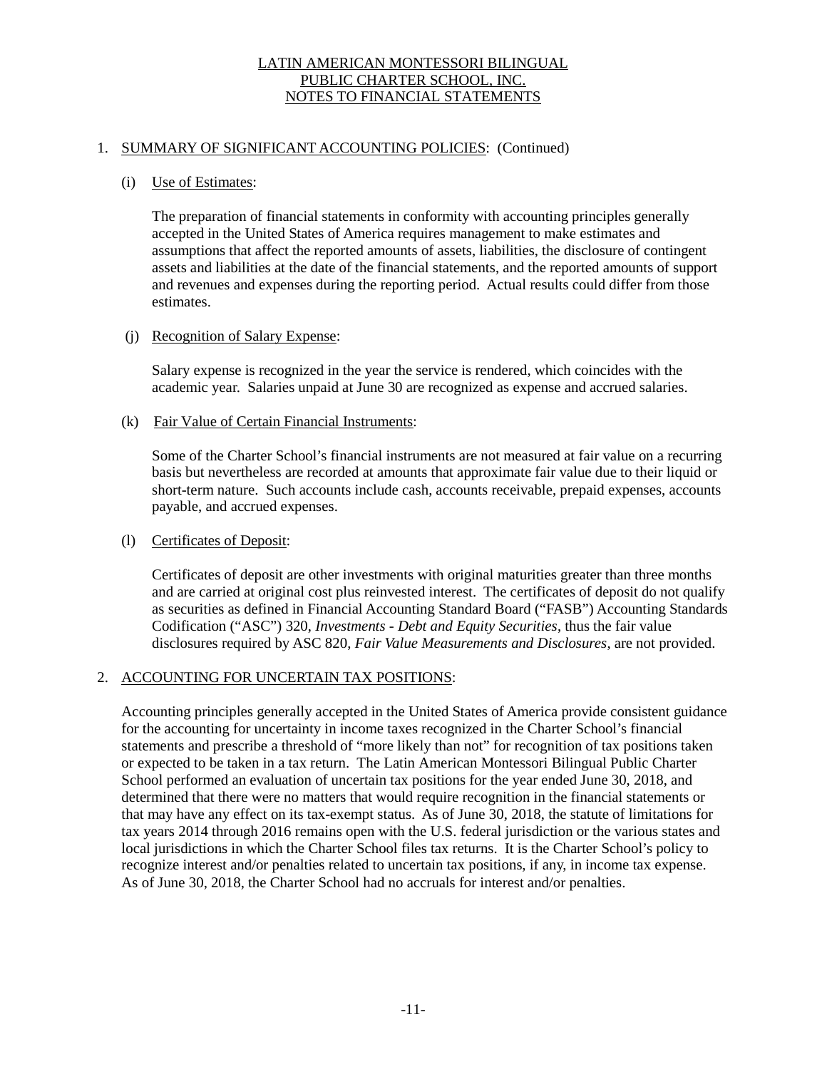LATIN AMERICAN MONTESSORI BILINGUAL
PUBLIC CHARTER SCHOOL, INC.
NOTES TO FINANCIAL STATEMENTS

1. SUMMARY OF SIGNIFICANT ACCOUNTING POLICIES: (Continued)

   (i) Use of Estimates:

   The preparation of financial statements in conformity with accounting principles generally accepted in the United States of America requires management to make estimates and assumptions that affect the reported amounts of assets, liabilities, the disclosure of contingent assets and liabilities at the date of the financial statements, and the reported amounts of support and revenues and expenses during the reporting period. Actual results could differ from those estimates.

   (j) Recognition of Salary Expense:

   Salary expense is recognized in the year the service is rendered, which coincides with the academic year. Salaries unpaid at June 30 are recognized as expense and accrued salaries.

   (k) Fair Value of Certain Financial Instruments:

   Some of the Charter School's financial instruments are not measured at fair value on a recurring basis but nevertheless are recorded at amounts that approximate fair value due to their liquid or short-term nature. Such accounts include cash, accounts receivable, prepaid expenses, accounts payable, and accrued expenses.

   (l) Certificates of Deposit:

   Certificates of deposit are other investments with original maturities greater than three months and are carried at original cost plus reinvested interest. The certificates of deposit do not qualify as securities as defined in Financial Accounting Standard Board ("FASB") Accounting Standards Codification ("ASC") 320, *Investments - Debt and Equity Securities*, thus the fair value disclosures required by ASC 820, *Fair Value Measurements and Disclosures*, are not provided.

2. ACCOUNTING FOR UNCERTAIN TAX POSITIONS:

   Accounting principles generally accepted in the United States of America provide consistent guidance for the accounting for uncertainty in income taxes recognized in the Charter School's financial statements and prescribe a threshold of "more likely than not" for recognition of tax positions taken or expected to be taken in a tax return. The Latin American Montessori Bilingual Public Charter School performed an evaluation of uncertain tax positions for the year ended June 30, 2018, and determined that there were no matters that would require recognition in the financial statements or that may have any effect on its tax-exempt status. As of June 30, 2018, the statute of limitations for tax years 2014 through 2016 remains open with the U.S. federal jurisdiction or the various states and local jurisdictions in which the Charter School files tax returns. It is the Charter School's policy to recognize interest and/or penalties related to uncertain tax positions, if any, in income tax expense. As of June 30, 2018, the Charter School had no accruals for interest and/or penalties.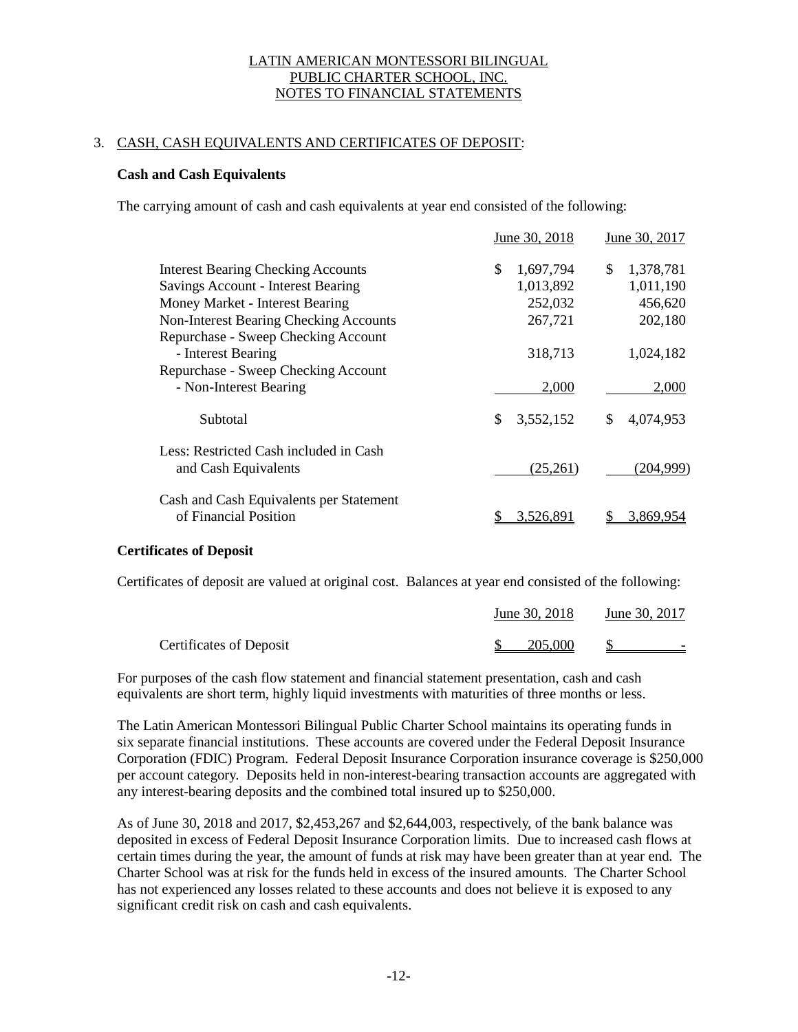LATIN AMERICAN MONTESSORI BILINGUAL
PUBLIC CHARTER SCHOOL, INC.
NOTES TO FINANCIAL STATEMENTS

## 3. CASH, CASH EQUIVALENTS AND CERTIFICATES OF DEPOSIT:

### Cash and Cash Equivalents

The carrying amount of cash and cash equivalents at year end consisted of the following:

| | June 30, 2018 | June 30, 2017 |
|---|---|---|
| Interest Bearing Checking Accounts | $ 1,697,794 | $ 1,378,781 |
| Savings Account - Interest Bearing | 1,013,892 | 1,011,190 |
| Money Market - Interest Bearing | 252,032 | 456,620 |
| Non-Interest Bearing Checking Accounts | 267,721 | 202,180 |
| Repurchase - Sweep Checking Account - Interest Bearing | 318,713 | 1,024,182 |
| Repurchase - Sweep Checking Account - Non-Interest Bearing | 2,000 | 2,000 |
| Subtotal | $ 3,552,152 | $ 4,074,953 |
| Less: Restricted Cash included in Cash and Cash Equivalents | (25,261) | (204,999) |
| Cash and Cash Equivalents per Statement of Financial Position | $ 3,526,891 | $ 3,869,954 |

### Certificates of Deposit

Certificates of deposit are valued at original cost. Balances at year end consisted of the following:

| | June 30, 2018 | June 30, 2017 |
|---|---|---|
| Certificates of Deposit | $ 205,000 | $ - |

For purposes of the cash flow statement and financial statement presentation, cash and cash equivalents are short term, highly liquid investments with maturities of three months or less.

The Latin American Montessori Bilingual Public Charter School maintains its operating funds in six separate financial institutions. These accounts are covered under the Federal Deposit Insurance Corporation (FDIC) Program. Federal Deposit Insurance Corporation insurance coverage is $250,000 per account category. Deposits held in non-interest-bearing transaction accounts are aggregated with any interest-bearing deposits and the combined total insured up to $250,000.

As of June 30, 2018 and 2017, $2,453,267 and $2,644,003, respectively, of the bank balance was deposited in excess of Federal Deposit Insurance Corporation limits. Due to increased cash flows at certain times during the year, the amount of funds at risk may have been greater than at year end. The Charter School was at risk for the funds held in excess of the insured amounts. The Charter School has not experienced any losses related to these accounts and does not believe it is exposed to any significant credit risk on cash and cash equivalents.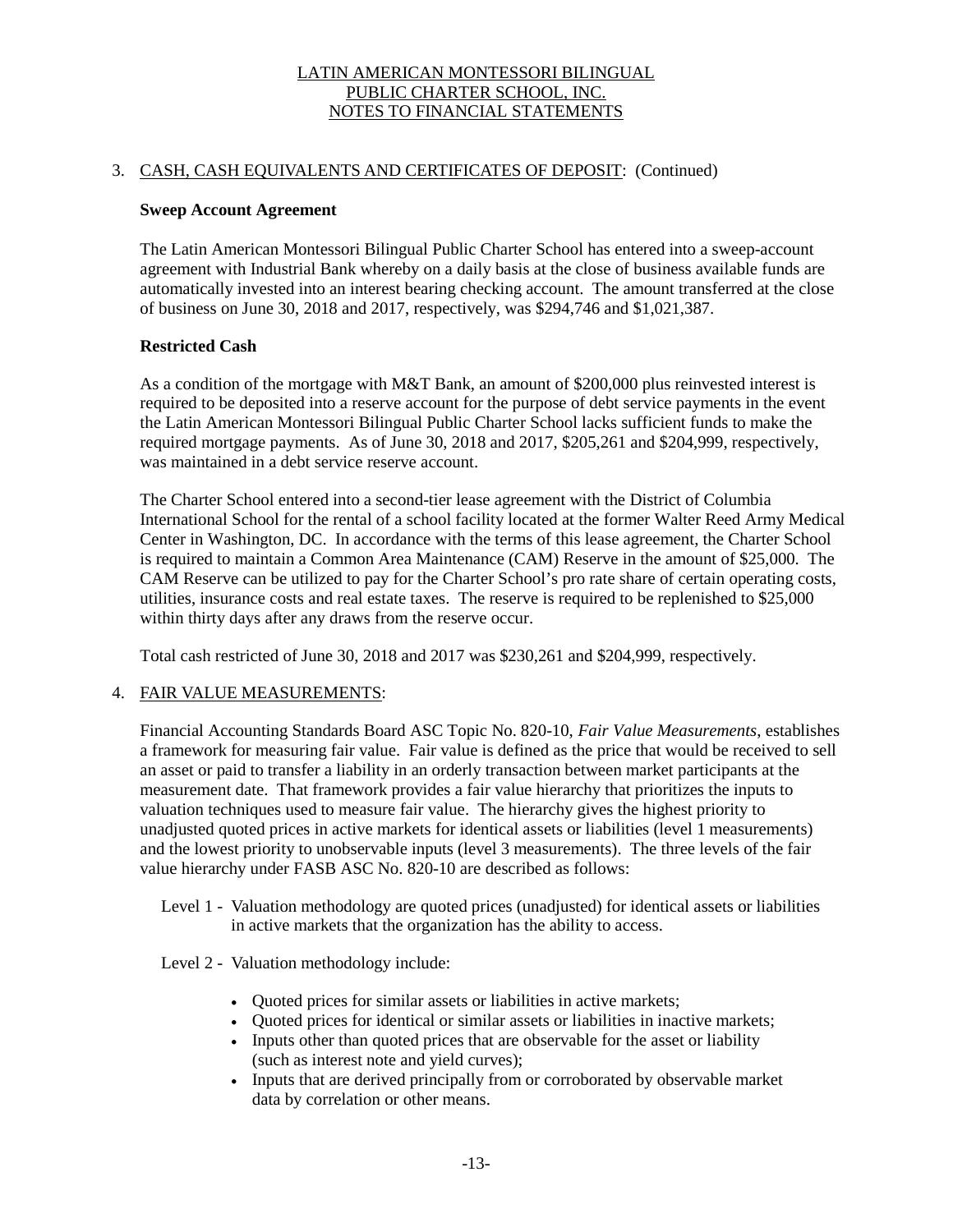## 3. CASH, CASH EQUIVALENTS AND CERTIFICATES OF DEPOSIT: (Continued)

**Sweep Account Agreement**

The Latin American Montessori Bilingual Public Charter School has entered into a sweep-account agreement with Industrial Bank whereby on a daily basis at the close of business available funds are automatically invested into an interest bearing checking account. The amount transferred at the close of business on June 30, 2018 and 2017, respectively, was $294,746 and $1,021,387.

**Restricted Cash**

As a condition of the mortgage with M&T Bank, an amount of $200,000 plus reinvested interest is required to be deposited into a reserve account for the purpose of debt service payments in the event the Latin American Montessori Bilingual Public Charter School lacks sufficient funds to make the required mortgage payments. As of June 30, 2018 and 2017, $205,261 and $204,999, respectively, was maintained in a debt service reserve account.

The Charter School entered into a second-tier lease agreement with the District of Columbia International School for the rental of a school facility located at the former Walter Reed Army Medical Center in Washington, DC. In accordance with the terms of this lease agreement, the Charter School is required to maintain a Common Area Maintenance (CAM) Reserve in the amount of $25,000. The CAM Reserve can be utilized to pay for the Charter School's pro rate share of certain operating costs, utilities, insurance costs and real estate taxes. The reserve is required to be replenished to $25,000 within thirty days after any draws from the reserve occur.

Total cash restricted of June 30, 2018 and 2017 was $230,261 and $204,999, respectively.

## 4. FAIR VALUE MEASUREMENTS:

Financial Accounting Standards Board ASC Topic No. 820-10, *Fair Value Measurements*, establishes a framework for measuring fair value. Fair value is defined as the price that would be received to sell an asset or paid to transfer a liability in an orderly transaction between market participants at the measurement date. That framework provides a fair value hierarchy that prioritizes the inputs to valuation techniques used to measure fair value. The hierarchy gives the highest priority to unadjusted quoted prices in active markets for identical assets or liabilities (level 1 measurements) and the lowest priority to unobservable inputs (level 3 measurements). The three levels of the fair value hierarchy under FASB ASC No. 820-10 are described as follows:

Level 1 - Valuation methodology are quoted prices (unadjusted) for identical assets or liabilities in active markets that the organization has the ability to access.

Level 2 - Valuation methodology include:

- Quoted prices for similar assets or liabilities in active markets;
- Quoted prices for identical or similar assets or liabilities in inactive markets;
- Inputs other than quoted prices that are observable for the asset or liability (such as interest note and yield curves);
- Inputs that are derived principally from or corroborated by observable market data by correlation or other means.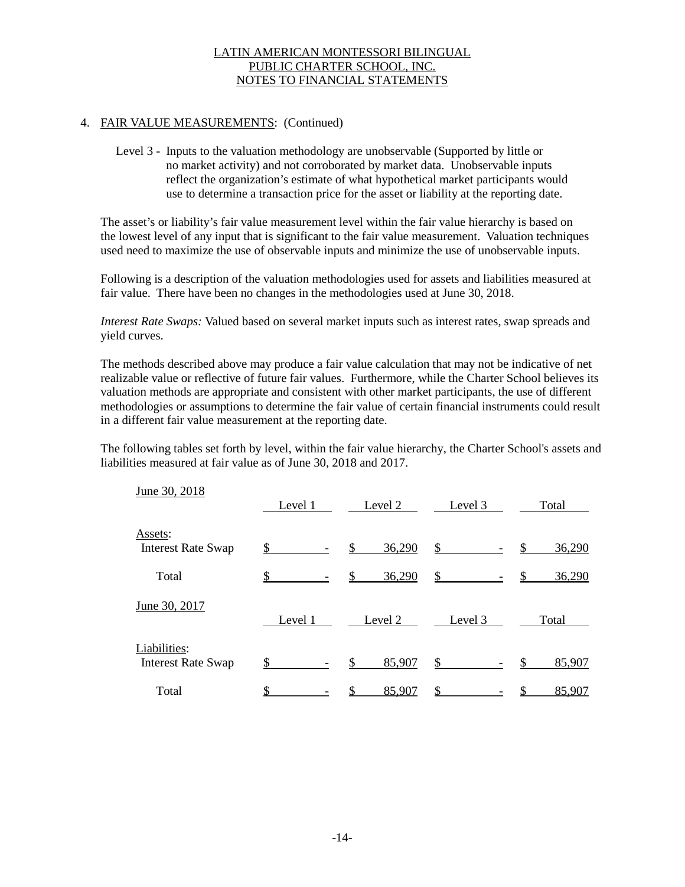LATIN AMERICAN MONTESSORI BILINGUAL
PUBLIC CHARTER SCHOOL, INC.
NOTES TO FINANCIAL STATEMENTS

4. FAIR VALUE MEASUREMENTS: (Continued)

Level 3 - Inputs to the valuation methodology are unobservable (Supported by little or no market activity) and not corroborated by market data. Unobservable inputs reflect the organization's estimate of what hypothetical market participants would use to determine a transaction price for the asset or liability at the reporting date.

The asset's or liability's fair value measurement level within the fair value hierarchy is based on the lowest level of any input that is significant to the fair value measurement. Valuation techniques used need to maximize the use of observable inputs and minimize the use of unobservable inputs.

Following is a description of the valuation methodologies used for assets and liabilities measured at fair value. There have been no changes in the methodologies used at June 30, 2018.

*Interest Rate Swaps:* Valued based on several market inputs such as interest rates, swap spreads and yield curves.

The methods described above may produce a fair value calculation that may not be indicative of net realizable value or reflective of future fair values. Furthermore, while the Charter School believes its valuation methods are appropriate and consistent with other market participants, the use of different methodologies or assumptions to determine the fair value of certain financial instruments could result in a different fair value measurement at the reporting date.

The following tables set forth by level, within the fair value hierarchy, the Charter School's assets and liabilities measured at fair value as of June 30, 2018 and 2017.

| June 30, 2018 | Level 1 | Level 2 | Level 3 | Total |
|---|---|---|---|---|
| Assets: | | | | |
| Interest Rate Swap | $ - | $ 36,290 | $ - | $ 36,290 |
| Total | $ - | $ 36,290 | $ - | $ 36,290 |

| June 30, 2017 | Level 1 | Level 2 | Level 3 | Total |
|---|---|---|---|---|
| Liabilities: | | | | |
| Interest Rate Swap | $ - | $ 85,907 | $ - | $ 85,907 |
| Total | $ - | $ 85,907 | $ - | $ 85,907 |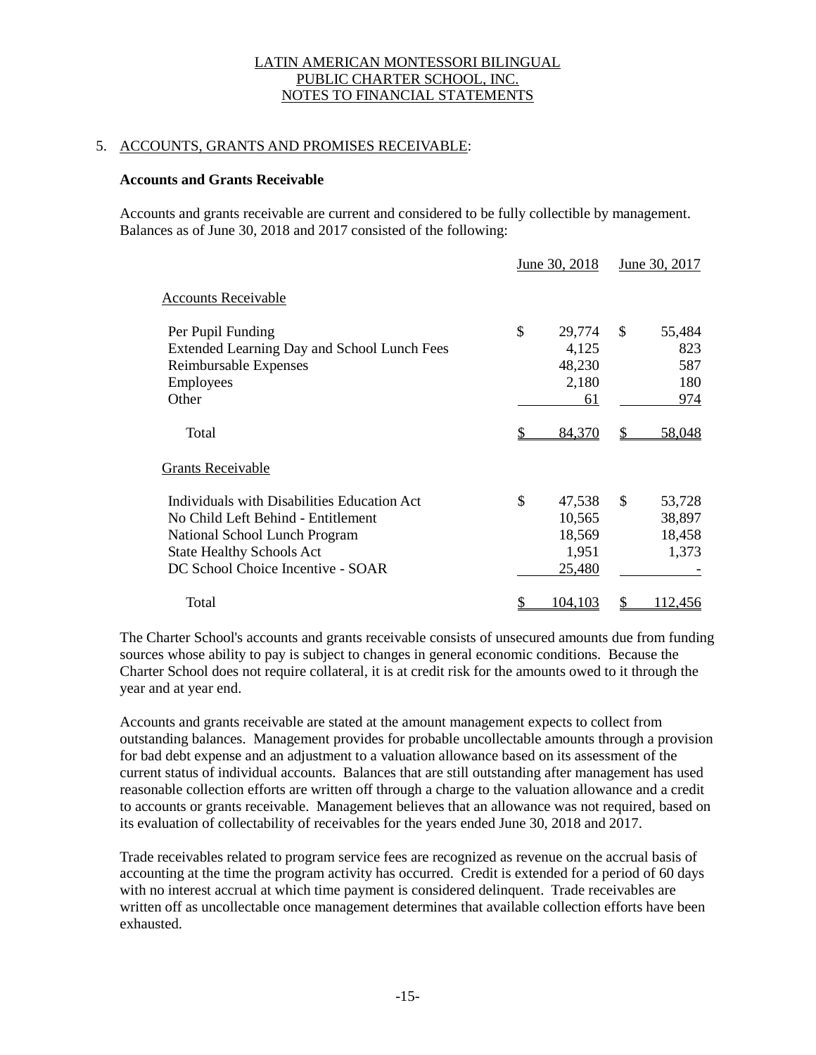# LATIN AMERICAN MONTESSORI BILINGUAL PUBLIC CHARTER SCHOOL, INC.
# NOTES TO FINANCIAL STATEMENTS

## 5. ACCOUNTS, GRANTS AND PROMISES RECEIVABLE:

**Accounts and Grants Receivable**

Accounts and grants receivable are current and considered to be fully collectible by management. Balances as of June 30, 2018 and 2017 consisted of the following:

| | June 30, 2018 | June 30, 2017 |
|---|---|---|
| Accounts Receivable | | |
| Per Pupil Funding | $ 29,774 | $ 55,484 |
| Extended Learning Day and School Lunch Fees | 4,125 | 823 |
| Reimbursable Expenses | 48,230 | 587 |
| Employees | 2,180 | 180 |
| Other | 61 | 974 |
| Total | $ 84,370 | $ 58,048 |
| Grants Receivable | | |
| Individuals with Disabilities Education Act | $ 47,538 | $ 53,728 |
| No Child Left Behind - Entitlement | 10,565 | 38,897 |
| National School Lunch Program | 18,569 | 18,458 |
| State Healthy Schools Act | 1,951 | 1,373 |
| DC School Choice Incentive - SOAR | 25,480 | - |
| Total | $ 104,103 | $ 112,456 |

The Charter School's accounts and grants receivable consists of unsecured amounts due from funding sources whose ability to pay is subject to changes in general economic conditions. Because the Charter School does not require collateral, it is at credit risk for the amounts owed to it through the year and at year end.

Accounts and grants receivable are stated at the amount management expects to collect from outstanding balances. Management provides for probable uncollectable amounts through a provision for bad debt expense and an adjustment to a valuation allowance based on its assessment of the current status of individual accounts. Balances that are still outstanding after management has used reasonable collection efforts are written off through a charge to the valuation allowance and a credit to accounts or grants receivable. Management believes that an allowance was not required, based on its evaluation of collectability of receivables for the years ended June 30, 2018 and 2017.

Trade receivables related to program service fees are recognized as revenue on the accrual basis of accounting at the time the program activity has occurred. Credit is extended for a period of 60 days with no interest accrual at which time payment is considered delinquent. Trade receivables are written off as uncollectable once management determines that available collection efforts have been exhausted.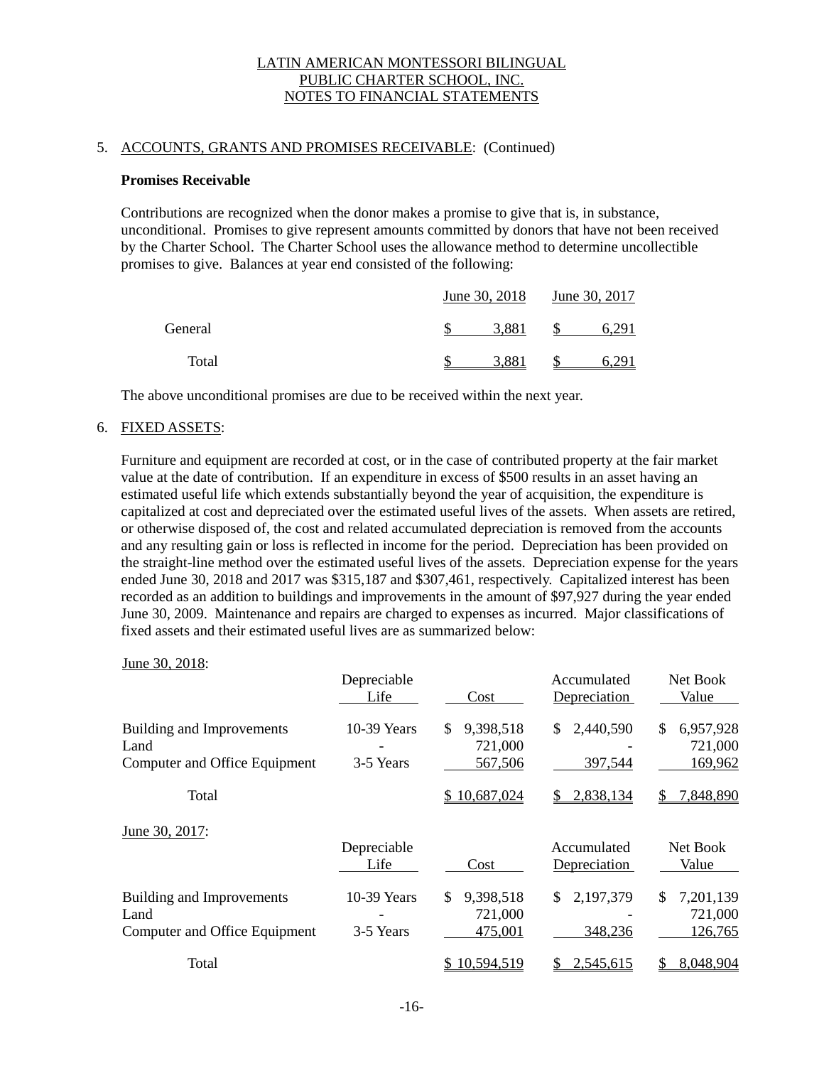LATIN AMERICAN MONTESSORI BILINGUAL
PUBLIC CHARTER SCHOOL, INC.
NOTES TO FINANCIAL STATEMENTS

5. ACCOUNTS, GRANTS AND PROMISES RECEIVABLE: (Continued)

**Promises Receivable**

Contributions are recognized when the donor makes a promise to give that is, in substance, unconditional. Promises to give represent amounts committed by donors that have not been received by the Charter School. The Charter School uses the allowance method to determine uncollectible promises to give. Balances at year end consisted of the following:

| | June 30, 2018 | June 30, 2017 |
|---|---|---|
| General | $ 3,881 | $ 6,291 |
| Total | $ 3,881 | $ 6,291 |

The above unconditional promises are due to be received within the next year.

6. FIXED ASSETS:

Furniture and equipment are recorded at cost, or in the case of contributed property at the fair market value at the date of contribution. If an expenditure in excess of $500 results in an asset having an estimated useful life which extends substantially beyond the year of acquisition, the expenditure is capitalized at cost and depreciated over the estimated useful lives of the assets. When assets are retired, or otherwise disposed of, the cost and related accumulated depreciation is removed from the accounts and any resulting gain or loss is reflected in income for the period. Depreciation has been provided on the straight-line method over the estimated useful lives of the assets. Depreciation expense for the years ended June 30, 2018 and 2017 was $315,187 and $307,461, respectively. Capitalized interest has been recorded as an addition to buildings and improvements in the amount of $97,927 during the year ended June 30, 2009. Maintenance and repairs are charged to expenses as incurred. Major classifications of fixed assets and their estimated useful lives are as summarized below:

June 30, 2018:

| | Depreciable Life | Cost | Accumulated Depreciation | Net Book Value |
|---|---|---|---|---|
| Building and Improvements | 10-39 Years | $ 9,398,518 | $ 2,440,590 | $ 6,957,928 |
| Land | - | 721,000 | - | 721,000 |
| Computer and Office Equipment | 3-5 Years | 567,506 | 397,544 | 169,962 |
| Total | | $ 10,687,024 | $ 2,838,134 | $ 7,848,890 |

June 30, 2017:

| | Depreciable Life | Cost | Accumulated Depreciation | Net Book Value |
|---|---|---|---|---|
| Building and Improvements | 10-39 Years | $ 9,398,518 | $ 2,197,379 | $ 7,201,139 |
| Land | - | 721,000 | - | 721,000 |
| Computer and Office Equipment | 3-5 Years | 475,001 | 348,236 | 126,765 |
| Total | | $ 10,594,519 | $ 2,545,615 | $ 8,048,904 |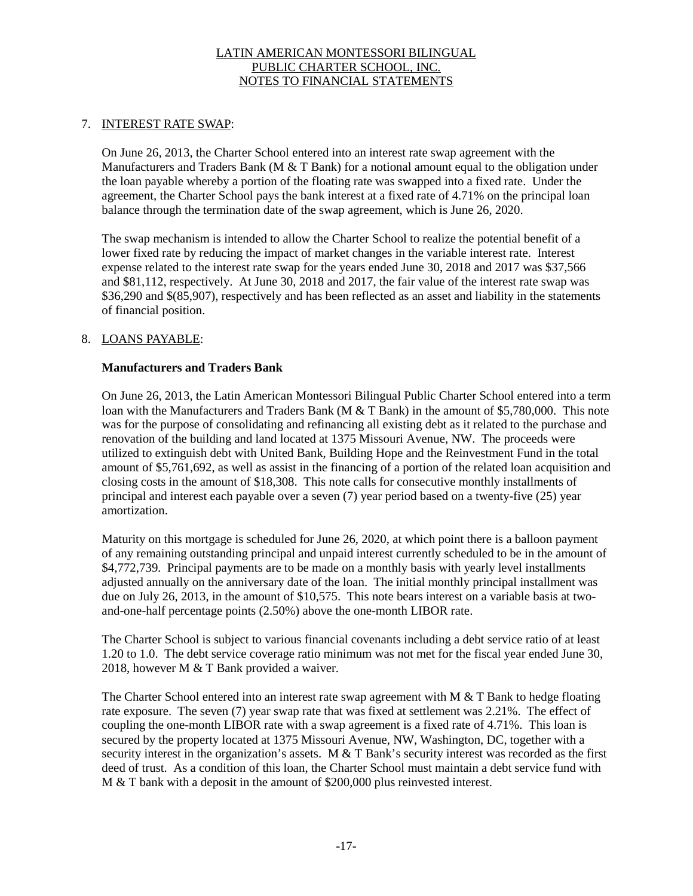# LATIN AMERICAN MONTESSORI BILINGUAL PUBLIC CHARTER SCHOOL, INC. NOTES TO FINANCIAL STATEMENTS

## 7. INTEREST RATE SWAP:

On June 26, 2013, the Charter School entered into an interest rate swap agreement with the Manufacturers and Traders Bank (M & T Bank) for a notional amount equal to the obligation under the loan payable whereby a portion of the floating rate was swapped into a fixed rate. Under the agreement, the Charter School pays the bank interest at a fixed rate of 4.71% on the principal loan balance through the termination date of the swap agreement, which is June 26, 2020.

The swap mechanism is intended to allow the Charter School to realize the potential benefit of a lower fixed rate by reducing the impact of market changes in the variable interest rate. Interest expense related to the interest rate swap for the years ended June 30, 2018 and 2017 was $37,566 and $81,112, respectively. At June 30, 2018 and 2017, the fair value of the interest rate swap was $36,290 and $(85,907), respectively and has been reflected as an asset and liability in the statements of financial position.

## 8. LOANS PAYABLE:

### Manufacturers and Traders Bank

On June 26, 2013, the Latin American Montessori Bilingual Public Charter School entered into a term loan with the Manufacturers and Traders Bank (M & T Bank) in the amount of $5,780,000. This note was for the purpose of consolidating and refinancing all existing debt as it related to the purchase and renovation of the building and land located at 1375 Missouri Avenue, NW. The proceeds were utilized to extinguish debt with United Bank, Building Hope and the Reinvestment Fund in the total amount of $5,761,692, as well as assist in the financing of a portion of the related loan acquisition and closing costs in the amount of $18,308. This note calls for consecutive monthly installments of principal and interest each payable over a seven (7) year period based on a twenty-five (25) year amortization.

Maturity on this mortgage is scheduled for June 26, 2020, at which point there is a balloon payment of any remaining outstanding principal and unpaid interest currently scheduled to be in the amount of $4,772,739. Principal payments are to be made on a monthly basis with yearly level installments adjusted annually on the anniversary date of the loan. The initial monthly principal installment was due on July 26, 2013, in the amount of $10,575. This note bears interest on a variable basis at two-and-one-half percentage points (2.50%) above the one-month LIBOR rate.

The Charter School is subject to various financial covenants including a debt service ratio of at least 1.20 to 1.0. The debt service coverage ratio minimum was not met for the fiscal year ended June 30, 2018, however M & T Bank provided a waiver.

The Charter School entered into an interest rate swap agreement with M & T Bank to hedge floating rate exposure. The seven (7) year swap rate that was fixed at settlement was 2.21%. The effect of coupling the one-month LIBOR rate with a swap agreement is a fixed rate of 4.71%. This loan is secured by the property located at 1375 Missouri Avenue, NW, Washington, DC, together with a security interest in the organization's assets. M & T Bank's security interest was recorded as the first deed of trust. As a condition of this loan, the Charter School must maintain a debt service fund with M & T bank with a deposit in the amount of $200,000 plus reinvested interest.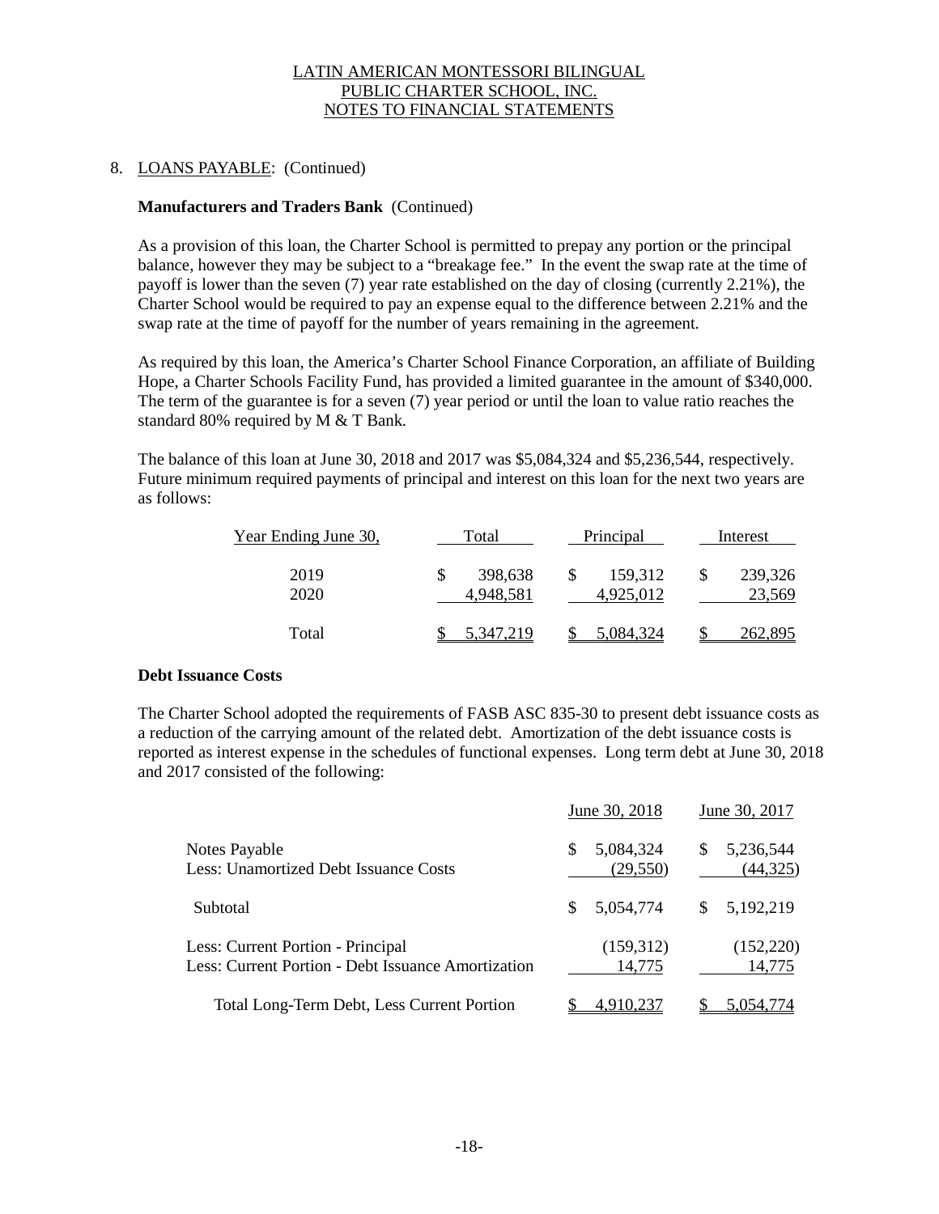LATIN AMERICAN MONTESSORI BILINGUAL
PUBLIC CHARTER SCHOOL, INC.
NOTES TO FINANCIAL STATEMENTS

8. LOANS PAYABLE: (Continued)

**Manufacturers and Traders Bank** (Continued)

As a provision of this loan, the Charter School is permitted to prepay any portion or the principal balance, however they may be subject to a "breakage fee." In the event the swap rate at the time of payoff is lower than the seven (7) year rate established on the day of closing (currently 2.21%), the Charter School would be required to pay an expense equal to the difference between 2.21% and the swap rate at the time of payoff for the number of years remaining in the agreement.

As required by this loan, the America's Charter School Finance Corporation, an affiliate of Building Hope, a Charter Schools Facility Fund, has provided a limited guarantee in the amount of $340,000. The term of the guarantee is for a seven (7) year period or until the loan to value ratio reaches the standard 80% required by M & T Bank.

The balance of this loan at June 30, 2018 and 2017 was $5,084,324 and $5,236,544, respectively. Future minimum required payments of principal and interest on this loan for the next two years are as follows:

| Year Ending June 30, | Total | Principal | Interest |
|---|---|---|---|
| 2019 | $ 398,638 | $ 159,312 | $ 239,326 |
| 2020 | 4,948,581 | 4,925,012 | 23,569 |
| Total | $ 5,347,219 | $ 5,084,324 | $ 262,895 |

**Debt Issuance Costs**

The Charter School adopted the requirements of FASB ASC 835-30 to present debt issuance costs as a reduction of the carrying amount of the related debt. Amortization of the debt issuance costs is reported as interest expense in the schedules of functional expenses. Long term debt at June 30, 2018 and 2017 consisted of the following:

| | June 30, 2018 | June 30, 2017 |
|---|---|---|
| Notes Payable | $ 5,084,324 | $ 5,236,544 |
| Less: Unamortized Debt Issuance Costs | (29,550) | (44,325) |
| Subtotal | $ 5,054,774 | $ 5,192,219 |
| Less: Current Portion - Principal | (159,312) | (152,220) |
| Less: Current Portion - Debt Issuance Amortization | 14,775 | 14,775 |
| Total Long-Term Debt, Less Current Portion | $ 4,910,237 | $ 5,054,774 |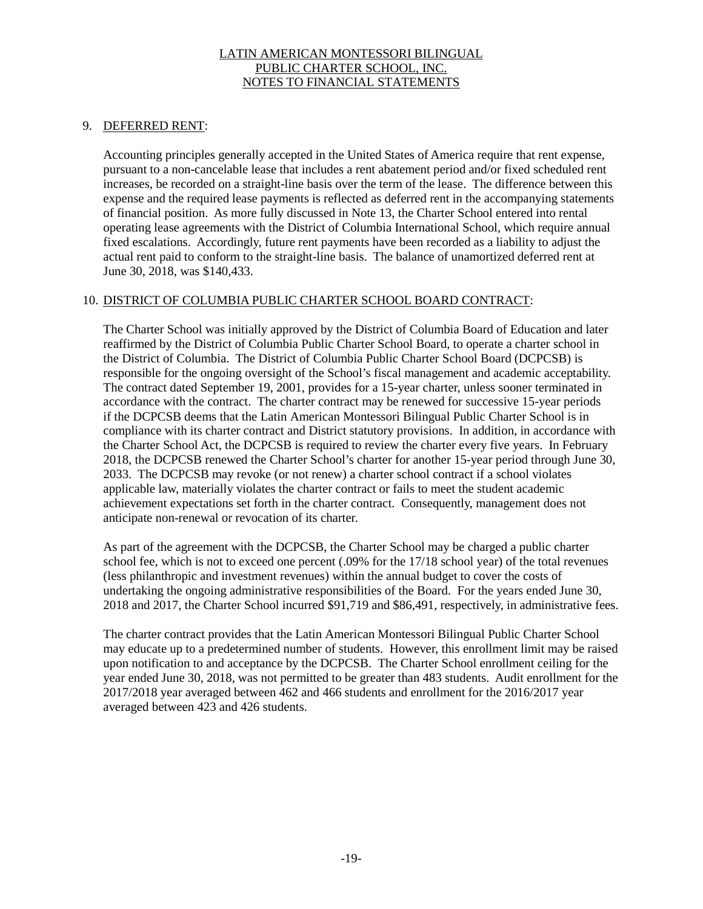LATIN AMERICAN MONTESSORI BILINGUAL
PUBLIC CHARTER SCHOOL, INC.
NOTES TO FINANCIAL STATEMENTS

## 9. DEFERRED RENT:

Accounting principles generally accepted in the United States of America require that rent expense, pursuant to a non-cancelable lease that includes a rent abatement period and/or fixed scheduled rent increases, be recorded on a straight-line basis over the term of the lease. The difference between this expense and the required lease payments is reflected as deferred rent in the accompanying statements of financial position. As more fully discussed in Note 13, the Charter School entered into rental operating lease agreements with the District of Columbia International School, which require annual fixed escalations. Accordingly, future rent payments have been recorded as a liability to adjust the actual rent paid to conform to the straight-line basis. The balance of unamortized deferred rent at June 30, 2018, was $140,433.

## 10. DISTRICT OF COLUMBIA PUBLIC CHARTER SCHOOL BOARD CONTRACT:

The Charter School was initially approved by the District of Columbia Board of Education and later reaffirmed by the District of Columbia Public Charter School Board, to operate a charter school in the District of Columbia. The District of Columbia Public Charter School Board (DCPCSB) is responsible for the ongoing oversight of the School's fiscal management and academic acceptability. The contract dated September 19, 2001, provides for a 15-year charter, unless sooner terminated in accordance with the contract. The charter contract may be renewed for successive 15-year periods if the DCPCSB deems that the Latin American Montessori Bilingual Public Charter School is in compliance with its charter contract and District statutory provisions. In addition, in accordance with the Charter School Act, the DCPCSB is required to review the charter every five years. In February 2018, the DCPCSB renewed the Charter School's charter for another 15-year period through June 30, 2033. The DCPCSB may revoke (or not renew) a charter school contract if a school violates applicable law, materially violates the charter contract or fails to meet the student academic achievement expectations set forth in the charter contract. Consequently, management does not anticipate non-renewal or revocation of its charter.

As part of the agreement with the DCPCSB, the Charter School may be charged a public charter school fee, which is not to exceed one percent (.09% for the 17/18 school year) of the total revenues (less philanthropic and investment revenues) within the annual budget to cover the costs of undertaking the ongoing administrative responsibilities of the Board. For the years ended June 30, 2018 and 2017, the Charter School incurred $91,719 and $86,491, respectively, in administrative fees.

The charter contract provides that the Latin American Montessori Bilingual Public Charter School may educate up to a predetermined number of students. However, this enrollment limit may be raised upon notification to and acceptance by the DCPCSB. The Charter School enrollment ceiling for the year ended June 30, 2018, was not permitted to be greater than 483 students. Audit enrollment for the 2017/2018 year averaged between 462 and 466 students and enrollment for the 2016/2017 year averaged between 423 and 426 students.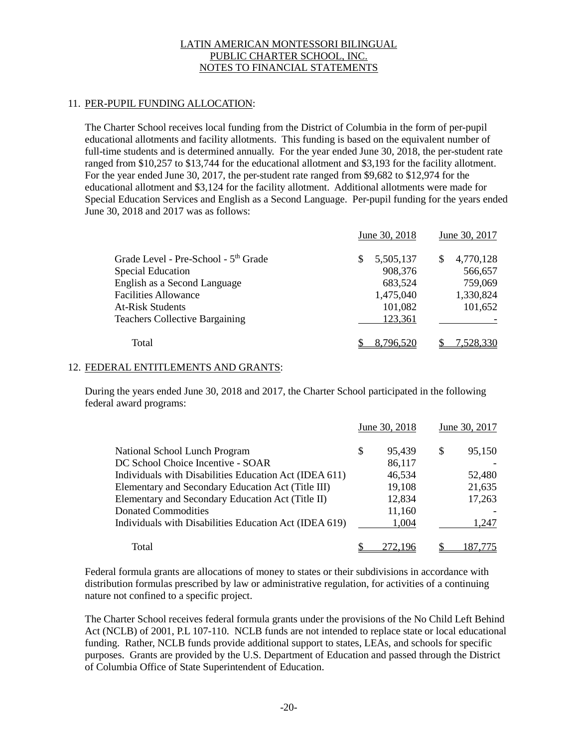LATIN AMERICAN MONTESSORI BILINGUAL
PUBLIC CHARTER SCHOOL, INC.
NOTES TO FINANCIAL STATEMENTS

## 11. PER-PUPIL FUNDING ALLOCATION:

The Charter School receives local funding from the District of Columbia in the form of per-pupil educational allotments and facility allotments. This funding is based on the equivalent number of full-time students and is determined annually. For the year ended June 30, 2018, the per-student rate ranged from $10,257 to $13,744 for the educational allotment and $3,193 for the facility allotment. For the year ended June 30, 2017, the per-student rate ranged from $9,682 to $12,974 for the educational allotment and $3,124 for the facility allotment. Additional allotments were made for Special Education Services and English as a Second Language. Per-pupil funding for the years ended June 30, 2018 and 2017 was as follows:

| | June 30, 2018 | June 30, 2017 |
|---|---|---|
| Grade Level - Pre-School - 5th Grade | $ 5,505,137 | $ 4,770,128 |
| Special Education | 908,376 | 566,657 |
| English as a Second Language | 683,524 | 759,069 |
| Facilities Allowance | 1,475,040 | 1,330,824 |
| At-Risk Students | 101,082 | 101,652 |
| Teachers Collective Bargaining | 123,361 | - |
| Total | $ 8,796,520 | $ 7,528,330 |

## 12. FEDERAL ENTITLEMENTS AND GRANTS:

During the years ended June 30, 2018 and 2017, the Charter School participated in the following federal award programs:

| | June 30, 2018 | June 30, 2017 |
|---|---|---|
| National School Lunch Program | $ 95,439 | $ 95,150 |
| DC School Choice Incentive - SOAR | 86,117 | - |
| Individuals with Disabilities Education Act (IDEA 611) | 46,534 | 52,480 |
| Elementary and Secondary Education Act (Title III) | 19,108 | 21,635 |
| Elementary and Secondary Education Act (Title II) | 12,834 | 17,263 |
| Donated Commodities | 11,160 | - |
| Individuals with Disabilities Education Act (IDEA 619) | 1,004 | 1,247 |
| Total | $ 272,196 | $ 187,775 |

Federal formula grants are allocations of money to states or their subdivisions in accordance with distribution formulas prescribed by law or administrative regulation, for activities of a continuing nature not confined to a specific project.

The Charter School receives federal formula grants under the provisions of the No Child Left Behind Act (NCLB) of 2001, P.L 107-110. NCLB funds are not intended to replace state or local educational funding. Rather, NCLB funds provide additional support to states, LEAs, and schools for specific purposes. Grants are provided by the U.S. Department of Education and passed through the District of Columbia Office of State Superintendent of Education.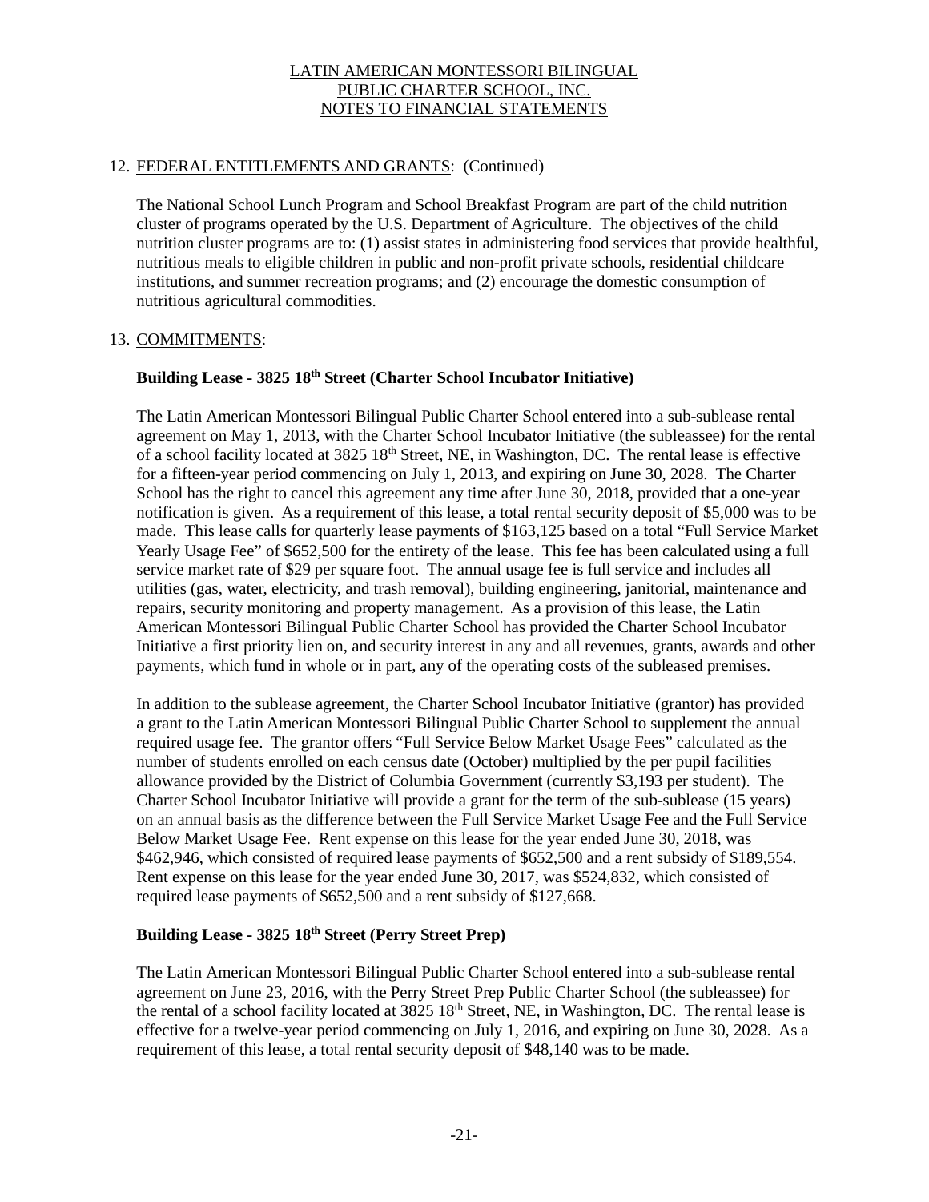12. FEDERAL ENTITLEMENTS AND GRANTS: (Continued)

The National School Lunch Program and School Breakfast Program are part of the child nutrition cluster of programs operated by the U.S. Department of Agriculture. The objectives of the child nutrition cluster programs are to: (1) assist states in administering food services that provide healthful, nutritious meals to eligible children in public and non-profit private schools, residential childcare institutions, and summer recreation programs; and (2) encourage the domestic consumption of nutritious agricultural commodities.

13. COMMITMENTS:

**Building Lease - 3825 18th Street (Charter School Incubator Initiative)**

The Latin American Montessori Bilingual Public Charter School entered into a sub-sublease rental agreement on May 1, 2013, with the Charter School Incubator Initiative (the subleassee) for the rental of a school facility located at 3825 18th Street, NE, in Washington, DC. The rental lease is effective for a fifteen-year period commencing on July 1, 2013, and expiring on June 30, 2028. The Charter School has the right to cancel this agreement any time after June 30, 2018, provided that a one-year notification is given. As a requirement of this lease, a total rental security deposit of $5,000 was to be made. This lease calls for quarterly lease payments of $163,125 based on a total "Full Service Market Yearly Usage Fee" of $652,500 for the entirety of the lease. This fee has been calculated using a full service market rate of $29 per square foot. The annual usage fee is full service and includes all utilities (gas, water, electricity, and trash removal), building engineering, janitorial, maintenance and repairs, security monitoring and property management. As a provision of this lease, the Latin American Montessori Bilingual Public Charter School has provided the Charter School Incubator Initiative a first priority lien on, and security interest in any and all revenues, grants, awards and other payments, which fund in whole or in part, any of the operating costs of the subleased premises.

In addition to the sublease agreement, the Charter School Incubator Initiative (grantor) has provided a grant to the Latin American Montessori Bilingual Public Charter School to supplement the annual required usage fee. The grantor offers "Full Service Below Market Usage Fees" calculated as the number of students enrolled on each census date (October) multiplied by the per pupil facilities allowance provided by the District of Columbia Government (currently $3,193 per student). The Charter School Incubator Initiative will provide a grant for the term of the sub-sublease (15 years) on an annual basis as the difference between the Full Service Market Usage Fee and the Full Service Below Market Usage Fee. Rent expense on this lease for the year ended June 30, 2018, was $462,946, which consisted of required lease payments of $652,500 and a rent subsidy of $189,554. Rent expense on this lease for the year ended June 30, 2017, was $524,832, which consisted of required lease payments of $652,500 and a rent subsidy of $127,668.

**Building Lease - 3825 18th Street (Perry Street Prep)**

The Latin American Montessori Bilingual Public Charter School entered into a sub-sublease rental agreement on June 23, 2016, with the Perry Street Prep Public Charter School (the subleassee) for the rental of a school facility located at 3825 18th Street, NE, in Washington, DC. The rental lease is effective for a twelve-year period commencing on July 1, 2016, and expiring on June 30, 2028. As a requirement of this lease, a total rental security deposit of $48,140 was to be made.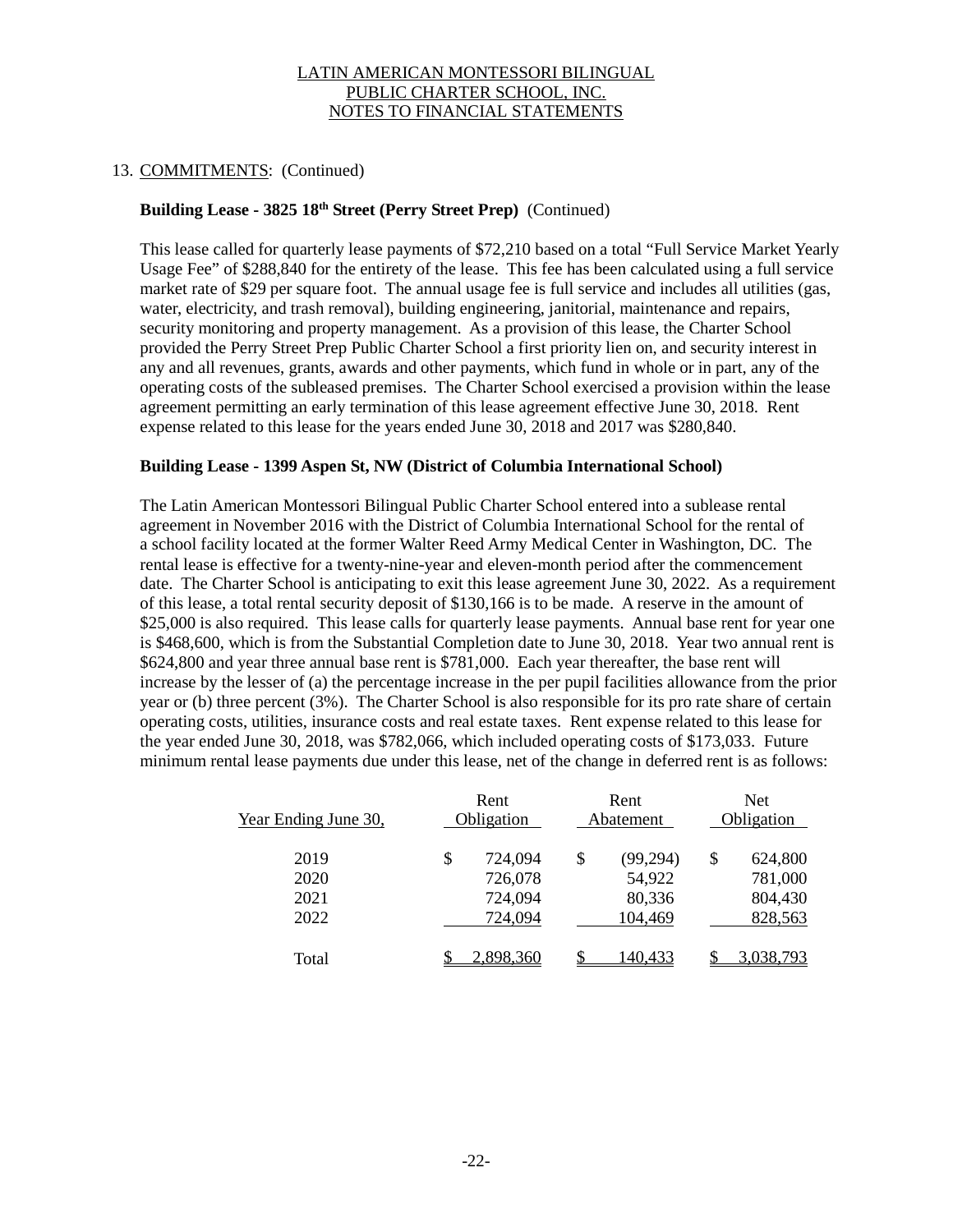13. COMMITMENTS: (Continued)

**Building Lease - 3825 18th Street (Perry Street Prep)** (Continued)

This lease called for quarterly lease payments of $72,210 based on a total "Full Service Market Yearly Usage Fee" of $288,840 for the entirety of the lease. This fee has been calculated using a full service market rate of $29 per square foot. The annual usage fee is full service and includes all utilities (gas, water, electricity, and trash removal), building engineering, janitorial, maintenance and repairs, security monitoring and property management. As a provision of this lease, the Charter School provided the Perry Street Prep Public Charter School a first priority lien on, and security interest in any and all revenues, grants, awards and other payments, which fund in whole or in part, any of the operating costs of the subleased premises. The Charter School exercised a provision within the lease agreement permitting an early termination of this lease agreement effective June 30, 2018. Rent expense related to this lease for the years ended June 30, 2018 and 2017 was $280,840.

**Building Lease - 1399 Aspen St, NW (District of Columbia International School)**

The Latin American Montessori Bilingual Public Charter School entered into a sublease rental agreement in November 2016 with the District of Columbia International School for the rental of a school facility located at the former Walter Reed Army Medical Center in Washington, DC. The rental lease is effective for a twenty-nine-year and eleven-month period after the commencement date. The Charter School is anticipating to exit this lease agreement June 30, 2022. As a requirement of this lease, a total rental security deposit of $130,166 is to be made. A reserve in the amount of $25,000 is also required. This lease calls for quarterly lease payments. Annual base rent for year one is $468,600, which is from the Substantial Completion date to June 30, 2018. Year two annual rent is $624,800 and year three annual base rent is $781,000. Each year thereafter, the base rent will increase by the lesser of (a) the percentage increase in the per pupil facilities allowance from the prior year or (b) three percent (3%). The Charter School is also responsible for its pro rate share of certain operating costs, utilities, insurance costs and real estate taxes. Rent expense related to this lease for the year ended June 30, 2018, was $782,066, which included operating costs of $173,033. Future minimum rental lease payments due under this lease, net of the change in deferred rent is as follows:

| Year Ending June 30, | Rent Obligation | Rent Abatement | Net Obligation |
|---|---|---|---|
| 2019 | $ 724,094 | $ (99,294) | $ 624,800 |
| 2020 | 726,078 | 54,922 | 781,000 |
| 2021 | 724,094 | 80,336 | 804,430 |
| 2022 | 724,094 | 104,469 | 828,563 |
| Total | $ 2,898,360 | $ 140,433 | $ 3,038,793 |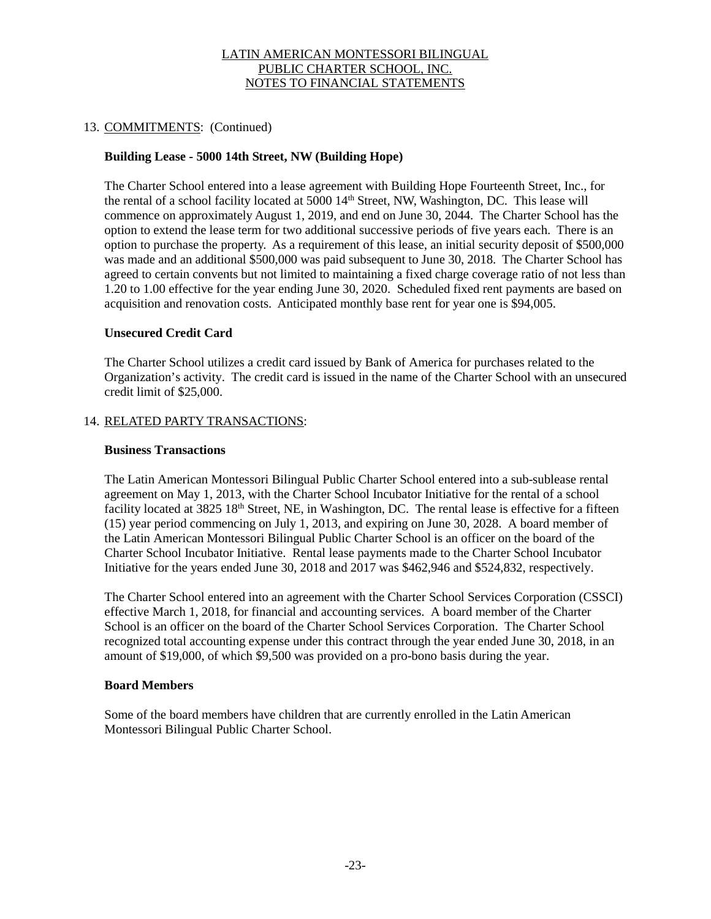LATIN AMERICAN MONTESSORI BILINGUAL
PUBLIC CHARTER SCHOOL, INC.
NOTES TO FINANCIAL STATEMENTS

## 13. COMMITMENTS: (Continued)

### Building Lease - 5000 14th Street, NW (Building Hope)

The Charter School entered into a lease agreement with Building Hope Fourteenth Street, Inc., for the rental of a school facility located at 5000 14th Street, NW, Washington, DC. This lease will commence on approximately August 1, 2019, and end on June 30, 2044. The Charter School has the option to extend the lease term for two additional successive periods of five years each. There is an option to purchase the property. As a requirement of this lease, an initial security deposit of $500,000 was made and an additional $500,000 was paid subsequent to June 30, 2018. The Charter School has agreed to certain convents but not limited to maintaining a fixed charge coverage ratio of not less than 1.20 to 1.00 effective for the year ending June 30, 2020. Scheduled fixed rent payments are based on acquisition and renovation costs. Anticipated monthly base rent for year one is $94,005.

### Unsecured Credit Card

The Charter School utilizes a credit card issued by Bank of America for purchases related to the Organization's activity. The credit card is issued in the name of the Charter School with an unsecured credit limit of $25,000.

## 14. RELATED PARTY TRANSACTIONS:

### Business Transactions

The Latin American Montessori Bilingual Public Charter School entered into a sub-sublease rental agreement on May 1, 2013, with the Charter School Incubator Initiative for the rental of a school facility located at 3825 18th Street, NE, in Washington, DC. The rental lease is effective for a fifteen (15) year period commencing on July 1, 2013, and expiring on June 30, 2028. A board member of the Latin American Montessori Bilingual Public Charter School is an officer on the board of the Charter School Incubator Initiative. Rental lease payments made to the Charter School Incubator Initiative for the years ended June 30, 2018 and 2017 was $462,946 and $524,832, respectively.

The Charter School entered into an agreement with the Charter School Services Corporation (CSSCI) effective March 1, 2018, for financial and accounting services. A board member of the Charter School is an officer on the board of the Charter School Services Corporation. The Charter School recognized total accounting expense under this contract through the year ended June 30, 2018, in an amount of $19,000, of which $9,500 was provided on a pro-bono basis during the year.

### Board Members

Some of the board members have children that are currently enrolled in the Latin American Montessori Bilingual Public Charter School.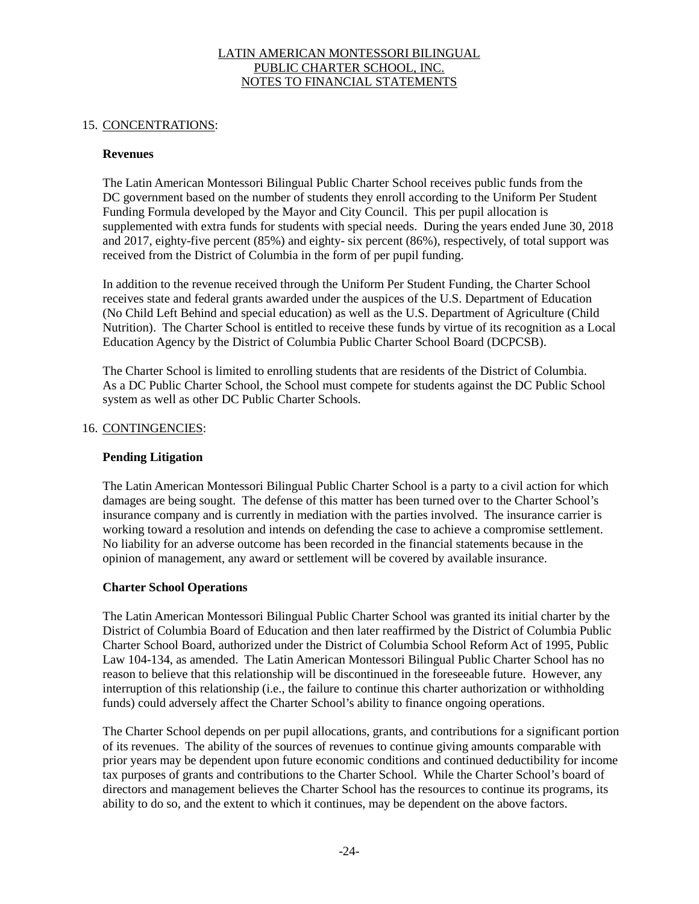## 15. CONCENTRATIONS:

### Revenues

The Latin American Montessori Bilingual Public Charter School receives public funds from the DC government based on the number of students they enroll according to the Uniform Per Student Funding Formula developed by the Mayor and City Council. This per pupil allocation is supplemented with extra funds for students with special needs. During the years ended June 30, 2018 and 2017, eighty-five percent (85%) and eighty- six percent (86%), respectively, of total support was received from the District of Columbia in the form of per pupil funding.

In addition to the revenue received through the Uniform Per Student Funding, the Charter School receives state and federal grants awarded under the auspices of the U.S. Department of Education (No Child Left Behind and special education) as well as the U.S. Department of Agriculture (Child Nutrition). The Charter School is entitled to receive these funds by virtue of its recognition as a Local Education Agency by the District of Columbia Public Charter School Board (DCPCSB).

The Charter School is limited to enrolling students that are residents of the District of Columbia. As a DC Public Charter School, the School must compete for students against the DC Public School system as well as other DC Public Charter Schools.

## 16. CONTINGENCIES:

### Pending Litigation

The Latin American Montessori Bilingual Public Charter School is a party to a civil action for which damages are being sought. The defense of this matter has been turned over to the Charter School's insurance company and is currently in mediation with the parties involved. The insurance carrier is working toward a resolution and intends on defending the case to achieve a compromise settlement. No liability for an adverse outcome has been recorded in the financial statements because in the opinion of management, any award or settlement will be covered by available insurance.

### Charter School Operations

The Latin American Montessori Bilingual Public Charter School was granted its initial charter by the District of Columbia Board of Education and then later reaffirmed by the District of Columbia Public Charter School Board, authorized under the District of Columbia School Reform Act of 1995, Public Law 104-134, as amended. The Latin American Montessori Bilingual Public Charter School has no reason to believe that this relationship will be discontinued in the foreseeable future. However, any interruption of this relationship (i.e., the failure to continue this charter authorization or withholding funds) could adversely affect the Charter School's ability to finance ongoing operations.

The Charter School depends on per pupil allocations, grants, and contributions for a significant portion of its revenues. The ability of the sources of revenues to continue giving amounts comparable with prior years may be dependent upon future economic conditions and continued deductibility for income tax purposes of grants and contributions to the Charter School. While the Charter School's board of directors and management believes the Charter School has the resources to continue its programs, its ability to do so, and the extent to which it continues, may be dependent on the above factors.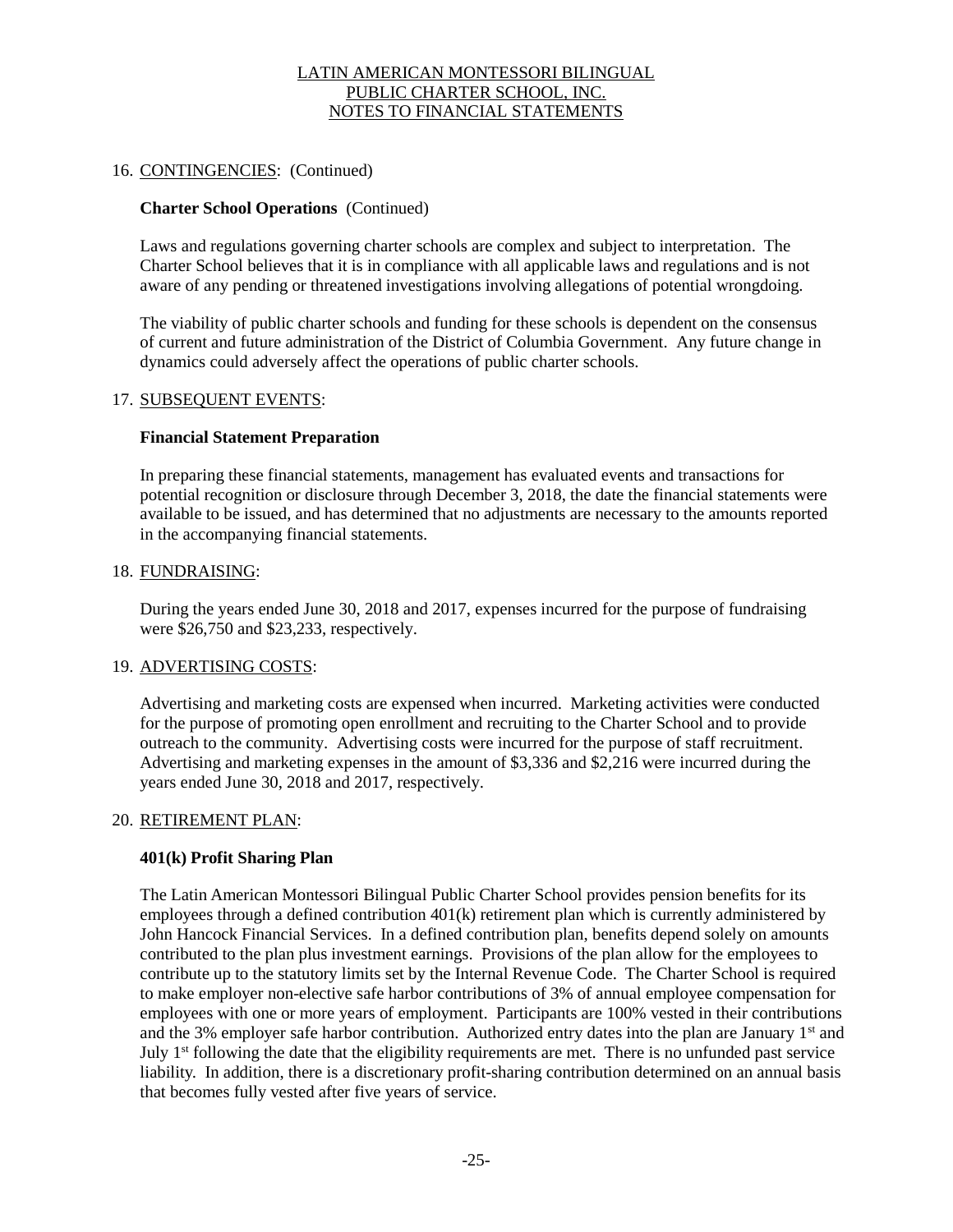LATIN AMERICAN MONTESSORI BILINGUAL
PUBLIC CHARTER SCHOOL, INC.
NOTES TO FINANCIAL STATEMENTS

16. CONTINGENCIES: (Continued)

**Charter School Operations** (Continued)

Laws and regulations governing charter schools are complex and subject to interpretation. The Charter School believes that it is in compliance with all applicable laws and regulations and is not aware of any pending or threatened investigations involving allegations of potential wrongdoing.

The viability of public charter schools and funding for these schools is dependent on the consensus of current and future administration of the District of Columbia Government. Any future change in dynamics could adversely affect the operations of public charter schools.

17. SUBSEQUENT EVENTS:

**Financial Statement Preparation**

In preparing these financial statements, management has evaluated events and transactions for potential recognition or disclosure through December 3, 2018, the date the financial statements were available to be issued, and has determined that no adjustments are necessary to the amounts reported in the accompanying financial statements.

18. FUNDRAISING:

During the years ended June 30, 2018 and 2017, expenses incurred for the purpose of fundraising were $26,750 and $23,233, respectively.

19. ADVERTISING COSTS:

Advertising and marketing costs are expensed when incurred. Marketing activities were conducted for the purpose of promoting open enrollment and recruiting to the Charter School and to provide outreach to the community. Advertising costs were incurred for the purpose of staff recruitment. Advertising and marketing expenses in the amount of $3,336 and $2,216 were incurred during the years ended June 30, 2018 and 2017, respectively.

20. RETIREMENT PLAN:

**401(k) Profit Sharing Plan**

The Latin American Montessori Bilingual Public Charter School provides pension benefits for its employees through a defined contribution 401(k) retirement plan which is currently administered by John Hancock Financial Services. In a defined contribution plan, benefits depend solely on amounts contributed to the plan plus investment earnings. Provisions of the plan allow for the employees to contribute up to the statutory limits set by the Internal Revenue Code. The Charter School is required to make employer non-elective safe harbor contributions of 3% of annual employee compensation for employees with one or more years of employment. Participants are 100% vested in their contributions and the 3% employer safe harbor contribution. Authorized entry dates into the plan are January 1st and July 1st following the date that the eligibility requirements are met. There is no unfunded past service liability. In addition, there is a discretionary profit-sharing contribution determined on an annual basis that becomes fully vested after five years of service.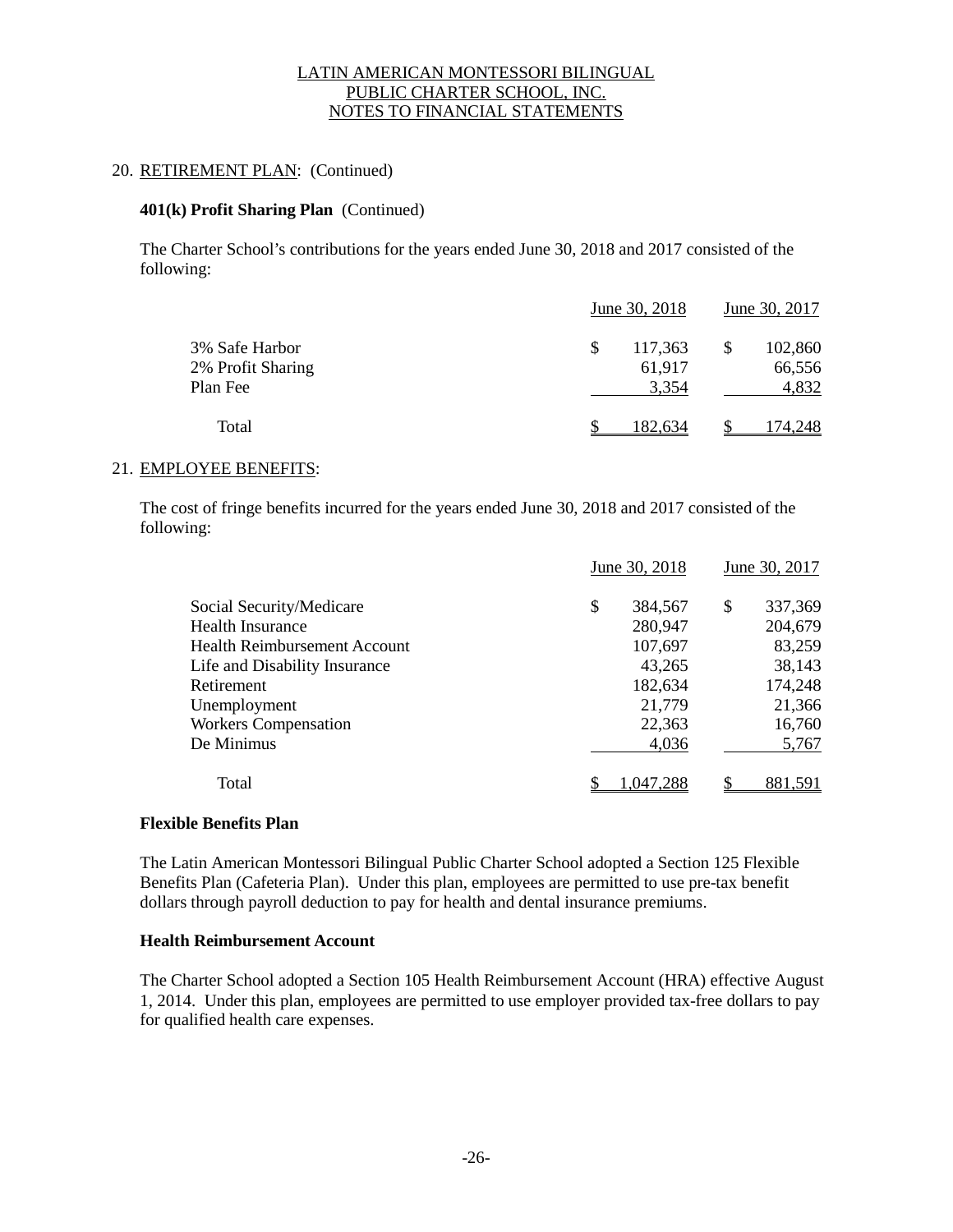## 20. RETIREMENT PLAN: (Continued)

### 401(k) Profit Sharing Plan (Continued)

The Charter School's contributions for the years ended June 30, 2018 and 2017 consisted of the following:

| | June 30, 2018 | June 30, 2017 |
|---|---|---|
| 3% Safe Harbor | $ 117,363 | $ 102,860 |
| 2% Profit Sharing | 61,917 | 66,556 |
| Plan Fee | 3,354 | 4,832 |
| Total | $ 182,634 | $ 174,248 |

## 21. EMPLOYEE BENEFITS:

The cost of fringe benefits incurred for the years ended June 30, 2018 and 2017 consisted of the following:

| | June 30, 2018 | June 30, 2017 |
|---|---|---|
| Social Security/Medicare | $ 384,567 | $ 337,369 |
| Health Insurance | 280,947 | 204,679 |
| Health Reimbursement Account | 107,697 | 83,259 |
| Life and Disability Insurance | 43,265 | 38,143 |
| Retirement | 182,634 | 174,248 |
| Unemployment | 21,779 | 21,366 |
| Workers Compensation | 22,363 | 16,760 |
| De Minimus | 4,036 | 5,767 |
| Total | $ 1,047,288 | $ 881,591 |

### Flexible Benefits Plan

The Latin American Montessori Bilingual Public Charter School adopted a Section 125 Flexible Benefits Plan (Cafeteria Plan). Under this plan, employees are permitted to use pre-tax benefit dollars through payroll deduction to pay for health and dental insurance premiums.

### Health Reimbursement Account

The Charter School adopted a Section 105 Health Reimbursement Account (HRA) effective August 1, 2014. Under this plan, employees are permitted to use employer provided tax-free dollars to pay for qualified health care expenses.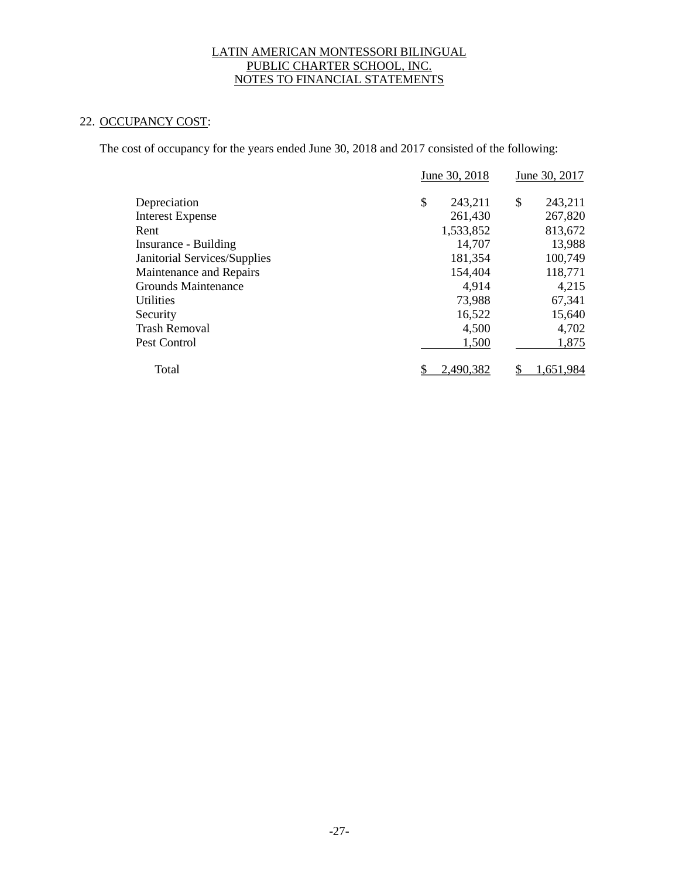LATIN AMERICAN MONTESSORI BILINGUAL
PUBLIC CHARTER SCHOOL, INC.
NOTES TO FINANCIAL STATEMENTS

## 22. OCCUPANCY COST:

The cost of occupancy for the years ended June 30, 2018 and 2017 consisted of the following:

| | June 30, 2018 | June 30, 2017 |
|---|---|---|
| Depreciation | $ 243,211 | $ 243,211 |
| Interest Expense | 261,430 | 267,820 |
| Rent | 1,533,852 | 813,672 |
| Insurance - Building | 14,707 | 13,988 |
| Janitorial Services/Supplies | 181,354 | 100,749 |
| Maintenance and Repairs | 154,404 | 118,771 |
| Grounds Maintenance | 4,914 | 4,215 |
| Utilities | 73,988 | 67,341 |
| Security | 16,522 | 15,640 |
| Trash Removal | 4,500 | 4,702 |
| Pest Control | 1,500 | 1,875 |
| Total | $ 2,490,382 | $ 1,651,984 |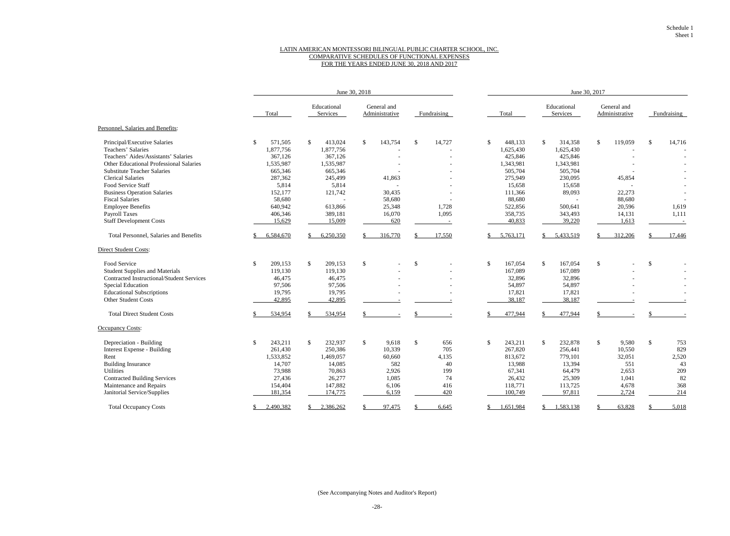Schedule 1
Sheet 1

# LATIN AMERICAN MONTESSORI BILINGUAL PUBLIC CHARTER SCHOOL, INC.
## COMPARATIVE SCHEDULES OF FUNCTIONAL EXPENSES
### FOR THE YEARS ENDED JUNE 30, 2018 AND 2017

| | June 30, 2018 | | | | June 30, 2017 | | | |
|---|---|---|---|---|---|---|---|---|
| | Total | Educational Services | General and Administrative | Fundraising | Total | Educational Services | General and Administrative | Fundraising |
| **Personnel, Salaries and Benefits:** | | | | | | | | |
| Principal/Executive Salaries | $ 571,505 | $ 413,024 | $ 143,754 | $ 14,727 | $ 448,133 | $ 314,358 | $ 119,059 | $ 14,716 |
| Teachers' Salaries | 1,877,756 | 1,877,756 | - | - | 1,625,430 | 1,625,430 | - | - |
| Teachers' Aides/Assistants' Salaries | 367,126 | 367,126 | - | - | 425,846 | 425,846 | - | - |
| Other Educational Professional Salaries | 1,535,987 | 1,535,987 | - | - | 1,343,981 | 1,343,981 | - | - |
| Substitute Teacher Salaries | 665,346 | 665,346 | - | - | 505,704 | 505,704 | - | - |
| Clerical Salaries | 287,362 | 245,499 | 41,863 | - | 275,949 | 230,095 | 45,854 | - |
| Food Service Staff | 5,814 | 5,814 | - | - | 15,658 | 15,658 | - | - |
| Business Operation Salaries | 152,177 | 121,742 | 30,435 | - | 111,366 | 89,093 | 22,273 | - |
| Fiscal Salaries | 58,680 | - | 58,680 | - | 88,680 | - | 88,680 | - |
| Employee Benefits | 640,942 | 613,866 | 25,348 | 1,728 | 522,856 | 500,641 | 20,596 | 1,619 |
| Payroll Taxes | 406,346 | 389,181 | 16,070 | 1,095 | 358,735 | 343,493 | 14,131 | 1,111 |
| Staff Development Costs | 15,629 | 15,009 | 620 | - | 40,833 | 39,220 | 1,613 | - |
| Total Personnel, Salaries and Benefits | $ 6,584,670 | $ 6,250,350 | $ 316,770 | $ 17,550 | $ 5,763,171 | $ 5,433,519 | $ 312,206 | $ 17,446 |
| **Direct Student Costs:** | | | | | | | | |
| Food Service | $ 209,153 | $ 209,153 | $ - | $ - | $ 167,054 | $ 167,054 | $ - | $ - |
| Student Supplies and Materials | 119,130 | 119,130 | - | - | 167,089 | 167,089 | - | - |
| Contracted Instructional/Student Services | 46,475 | 46,475 | - | - | 32,896 | 32,896 | - | - |
| Special Education | 97,506 | 97,506 | - | - | 54,897 | 54,897 | - | - |
| Educational Subscriptions | 19,795 | 19,795 | - | - | 17,821 | 17,821 | - | - |
| Other Student Costs | 42,895 | 42,895 | - | - | 38,187 | 38,187 | - | - |
| Total Direct Student Costs | $ 534,954 | $ 534,954 | $ - | $ - | $ 477,944 | $ 477,944 | $ - | $ - |
| **Occupancy Costs:** | | | | | | | | |
| Depreciation - Building | $ 243,211 | $ 232,937 | $ 9,618 | $ 656 | $ 243,211 | $ 232,878 | $ 9,580 | $ 753 |
| Interest Expense - Building | 261,430 | 250,386 | 10,339 | 705 | 267,820 | 256,441 | 10,550 | 829 |
| Rent | 1,533,852 | 1,469,057 | 60,660 | 4,135 | 813,672 | 779,101 | 32,051 | 2,520 |
| Building Insurance | 14,707 | 14,085 | 582 | 40 | 13,988 | 13,394 | 551 | 43 |
| Utilities | 73,988 | 70,863 | 2,926 | 199 | 67,341 | 64,479 | 2,653 | 209 |
| Contracted Building Services | 27,436 | 26,277 | 1,085 | 74 | 26,432 | 25,309 | 1,041 | 82 |
| Maintenance and Repairs | 154,404 | 147,882 | 6,106 | 416 | 118,771 | 113,725 | 4,678 | 368 |
| Janitorial Service/Supplies | 181,354 | 174,775 | 6,159 | 420 | 100,749 | 97,811 | 2,724 | 214 |
| Total Occupancy Costs | $ 2,490,382 | $ 2,386,262 | $ 97,475 | $ 6,645 | $ 1,651,984 | $ 1,583,138 | $ 63,828 | $ 5,018 |

(See Accompanying Notes and Auditor's Report)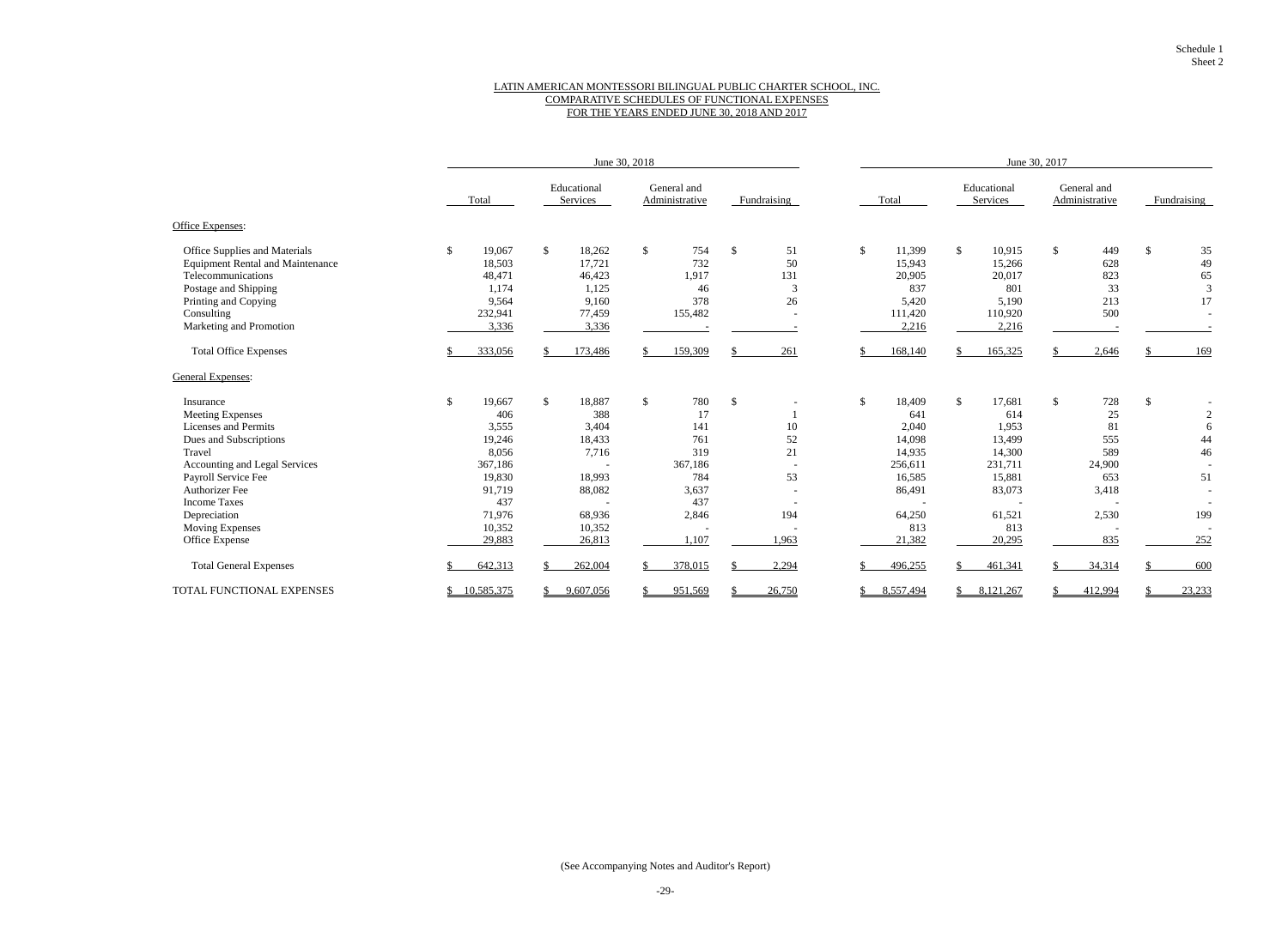Schedule 1
Sheet 2

## LATIN AMERICAN MONTESSORI BILINGUAL PUBLIC CHARTER SCHOOL, INC.
## COMPARATIVE SCHEDULES OF FUNCTIONAL EXPENSES
## FOR THE YEARS ENDED JUNE 30, 2018 AND 2017

| | June 30, 2018 | | | | June 30, 2017 | | | |
|---|---|---|---|---|---|---|---|---|
| | Total | Educational Services | General and Administrative | Fundraising | Total | Educational Services | General and Administrative | Fundraising |
| **Office Expenses**: | | | | | | | | |
| Office Supplies and Materials | $ 19,067 | $ 18,262 | $ 754 | $ 51 | $ 11,399 | $ 10,915 | $ 449 | $ 35 |
| Equipment Rental and Maintenance | 18,503 | 17,721 | 732 | 50 | 15,943 | 15,266 | 628 | 49 |
| Telecommunications | 48,471 | 46,423 | 1,917 | 131 | 20,905 | 20,017 | 823 | 65 |
| Postage and Shipping | 1,174 | 1,125 | 46 | 3 | 837 | 801 | 33 | 3 |
| Printing and Copying | 9,564 | 9,160 | 378 | 26 | 5,420 | 5,190 | 213 | 17 |
| Consulting | 232,941 | 77,459 | 155,482 | - | 111,420 | 110,920 | 500 | - |
| Marketing and Promotion | 3,336 | 3,336 | - | - | 2,216 | 2,216 | - | - |
| Total Office Expenses | $ 333,056 | $ 173,486 | $ 159,309 | $ 261 | $ 168,140 | $ 165,325 | $ 2,646 | $ 169 |
| **General Expenses**: | | | | | | | | |
| Insurance | $ 19,667 | $ 18,887 | $ 780 | $ - | $ 18,409 | $ 17,681 | $ 728 | $ - |
| Meeting Expenses | 406 | 388 | 17 | 1 | 641 | 614 | 25 | 2 |
| Licenses and Permits | 3,555 | 3,404 | 141 | 10 | 2,040 | 1,953 | 81 | 6 |
| Dues and Subscriptions | 19,246 | 18,433 | 761 | 52 | 14,098 | 13,499 | 555 | 44 |
| Travel | 8,056 | 7,716 | 319 | 21 | 14,935 | 14,300 | 589 | 46 |
| Accounting and Legal Services | 367,186 | - | 367,186 | - | 256,611 | 231,711 | 24,900 | - |
| Payroll Service Fee | 19,830 | 18,993 | 784 | 53 | 16,585 | 15,881 | 653 | 51 |
| Authorizer Fee | 91,719 | 88,082 | 3,637 | - | 86,491 | 83,073 | 3,418 | - |
| Income Taxes | 437 | - | 437 | - | - | - | - | - |
| Depreciation | 71,976 | 68,936 | 2,846 | 194 | 64,250 | 61,521 | 2,530 | 199 |
| Moving Expenses | 10,352 | 10,352 | - | - | 813 | 813 | - | - |
| Office Expense | 29,883 | 26,813 | 1,107 | 1,963 | 21,382 | 20,295 | 835 | 252 |
| Total General Expenses | $ 642,313 | $ 262,004 | $ 378,015 | $ 2,294 | $ 496,255 | $ 461,341 | $ 34,314 | $ 600 |
| TOTAL FUNCTIONAL EXPENSES | $ 10,585,375 | $ 9,607,056 | $ 951,569 | $ 26,750 | $ 8,557,494 | $ 8,121,267 | $ 412,994 | $ 23,233 |

(See Accompanying Notes and Auditor's Report)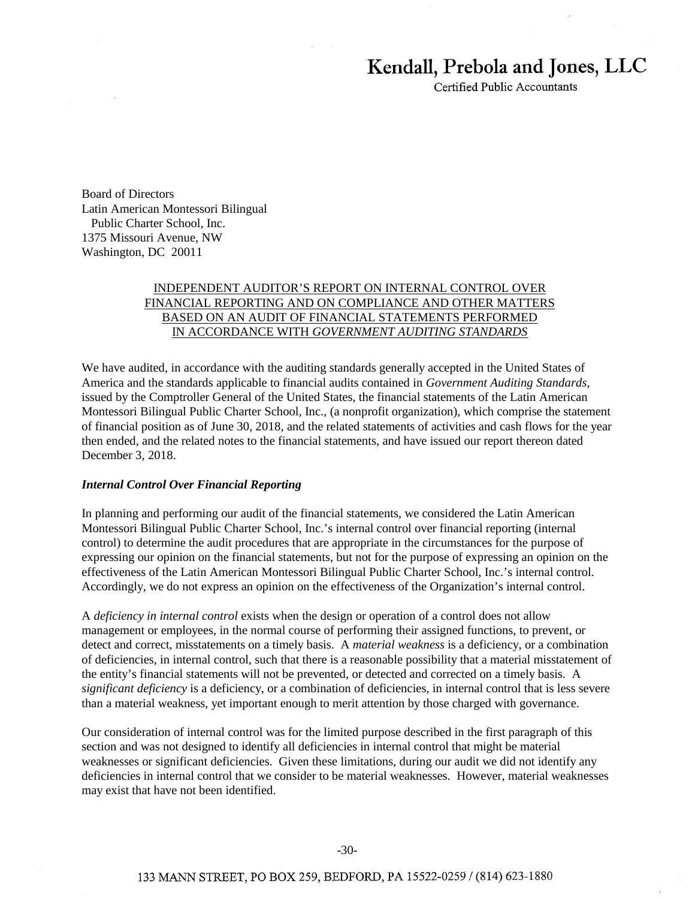# Kendall, Prebola and Jones, LLC

Certified Public Accountants

Board of Directors
Latin American Montessori Bilingual
Public Charter School, Inc.
1375 Missouri Avenue, NW
Washington, DC 20011

## INDEPENDENT AUDITOR'S REPORT ON INTERNAL CONTROL OVER FINANCIAL REPORTING AND ON COMPLIANCE AND OTHER MATTERS BASED ON AN AUDIT OF FINANCIAL STATEMENTS PERFORMED IN ACCORDANCE WITH *GOVERNMENT AUDITING STANDARDS*

We have audited, in accordance with the auditing standards generally accepted in the United States of America and the standards applicable to financial audits contained in *Government Auditing Standards*, issued by the Comptroller General of the United States, the financial statements of the Latin American Montessori Bilingual Public Charter School, Inc., (a nonprofit organization), which comprise the statement of financial position as of June 30, 2018, and the related statements of activities and cash flows for the year then ended, and the related notes to the financial statements, and have issued our report thereon dated December 3, 2018.

***Internal Control Over Financial Reporting***

In planning and performing our audit of the financial statements, we considered the Latin American Montessori Bilingual Public Charter School, Inc.'s internal control over financial reporting (internal control) to determine the audit procedures that are appropriate in the circumstances for the purpose of expressing our opinion on the financial statements, but not for the purpose of expressing an opinion on the effectiveness of the Latin American Montessori Bilingual Public Charter School, Inc.'s internal control. Accordingly, we do not express an opinion on the effectiveness of the Organization's internal control.

A *deficiency in internal control* exists when the design or operation of a control does not allow management or employees, in the normal course of performing their assigned functions, to prevent, or detect and correct, misstatements on a timely basis. A *material weakness* is a deficiency, or a combination of deficiencies, in internal control, such that there is a reasonable possibility that a material misstatement of the entity's financial statements will not be prevented, or detected and corrected on a timely basis. A *significant deficiency* is a deficiency, or a combination of deficiencies, in internal control that is less severe than a material weakness, yet important enough to merit attention by those charged with governance.

Our consideration of internal control was for the limited purpose described in the first paragraph of this section and was not designed to identify all deficiencies in internal control that might be material weaknesses or significant deficiencies. Given these limitations, during our audit we did not identify any deficiencies in internal control that we consider to be material weaknesses. However, material weaknesses may exist that have not been identified.

133 MANN STREET, PO BOX 259, BEDFORD, PA 15522-0259 / (814) 623-1880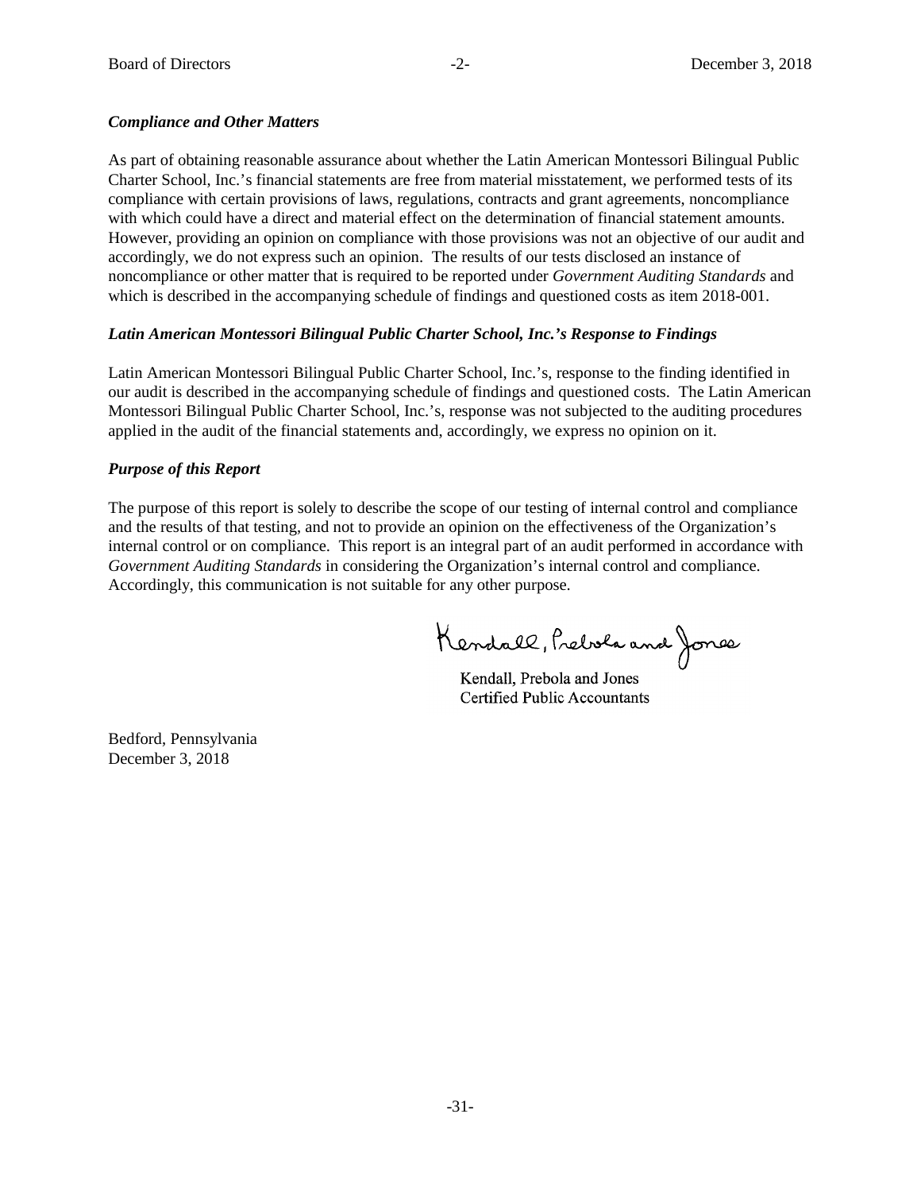***Compliance and Other Matters***

As part of obtaining reasonable assurance about whether the Latin American Montessori Bilingual Public Charter School, Inc.'s financial statements are free from material misstatement, we performed tests of its compliance with certain provisions of laws, regulations, contracts and grant agreements, noncompliance with which could have a direct and material effect on the determination of financial statement amounts. However, providing an opinion on compliance with those provisions was not an objective of our audit and accordingly, we do not express such an opinion. The results of our tests disclosed an instance of noncompliance or other matter that is required to be reported under *Government Auditing Standards* and which is described in the accompanying schedule of findings and questioned costs as item 2018-001.

***Latin American Montessori Bilingual Public Charter School, Inc.'s Response to Findings***

Latin American Montessori Bilingual Public Charter School, Inc.'s, response to the finding identified in our audit is described in the accompanying schedule of findings and questioned costs. The Latin American Montessori Bilingual Public Charter School, Inc.'s, response was not subjected to the auditing procedures applied in the audit of the financial statements and, accordingly, we express no opinion on it.

***Purpose of this Report***

The purpose of this report is solely to describe the scope of our testing of internal control and compliance and the results of that testing, and not to provide an opinion on the effectiveness of the Organization's internal control or on compliance. This report is an integral part of an audit performed in accordance with *Government Auditing Standards* in considering the Organization's internal control and compliance. Accordingly, this communication is not suitable for any other purpose.

Kendall, Prebola and Jones

Kendall, Prebola and Jones
Certified Public Accountants

Bedford, Pennsylvania
December 3, 2018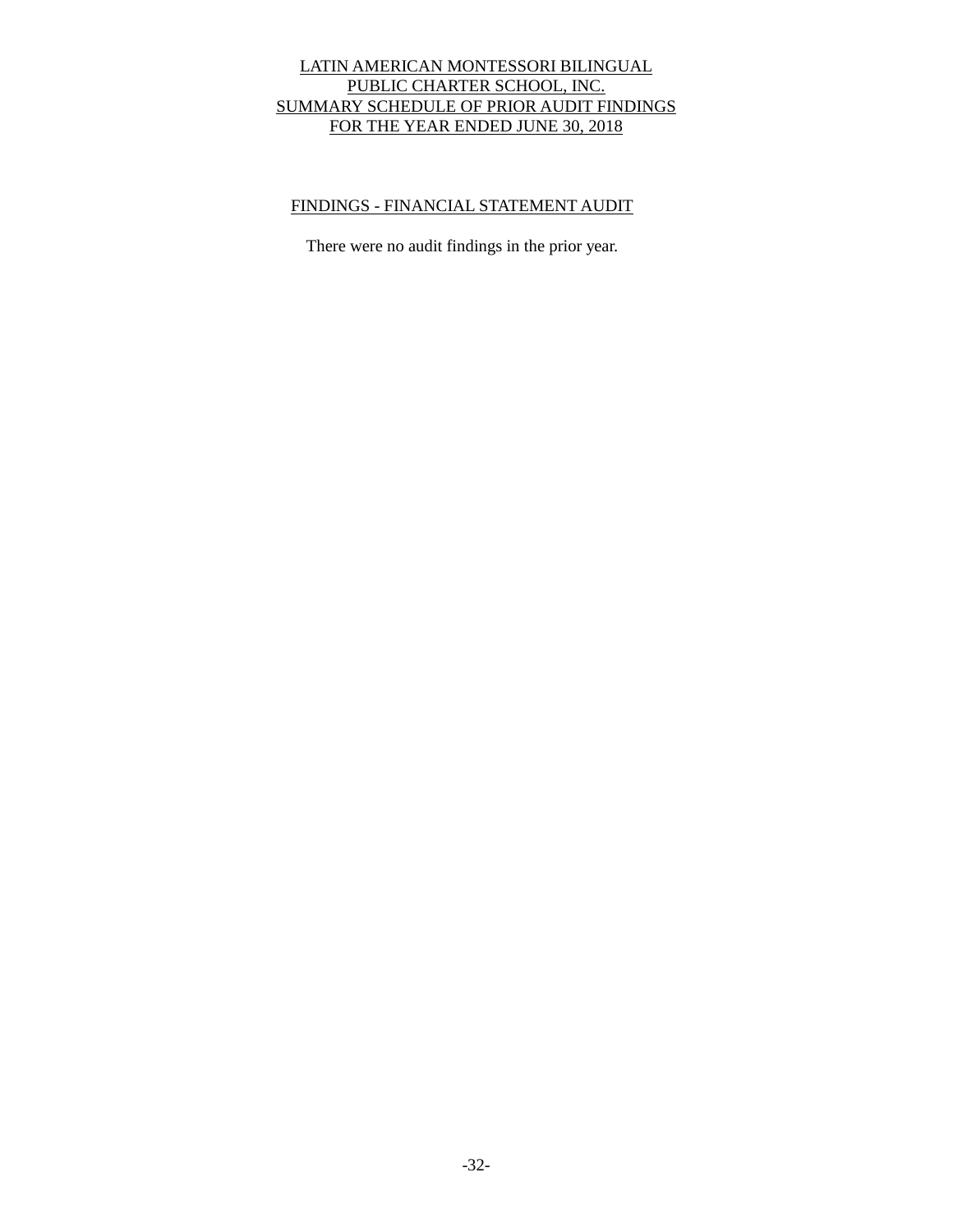# LATIN AMERICAN MONTESSORI BILINGUAL PUBLIC CHARTER SCHOOL, INC.
# SUMMARY SCHEDULE OF PRIOR AUDIT FINDINGS
# FOR THE YEAR ENDED JUNE 30, 2018

## FINDINGS - FINANCIAL STATEMENT AUDIT

There were no audit findings in the prior year.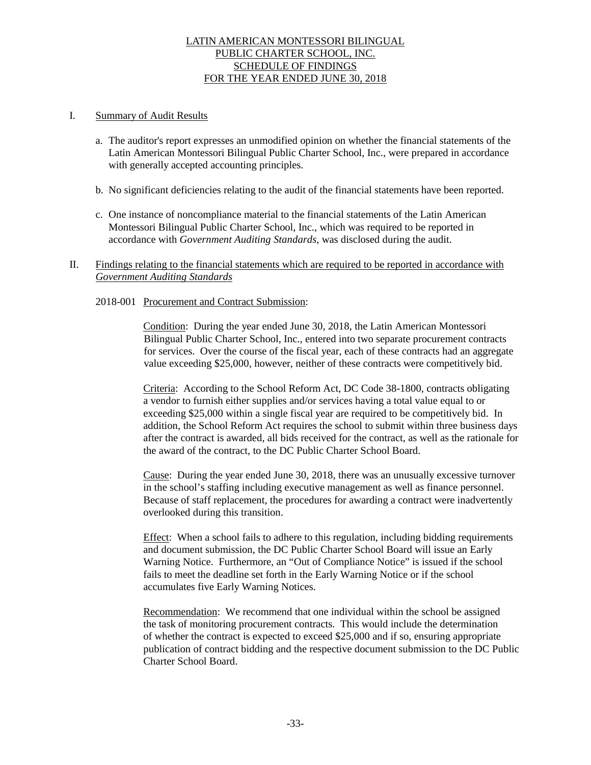# LATIN AMERICAN MONTESSORI BILINGUAL PUBLIC CHARTER SCHOOL, INC.
## SCHEDULE OF FINDINGS
## FOR THE YEAR ENDED JUNE 30, 2018

I. Summary of Audit Results

a. The auditor's report expresses an unmodified opinion on whether the financial statements of the Latin American Montessori Bilingual Public Charter School, Inc., were prepared in accordance with generally accepted accounting principles.

b. No significant deficiencies relating to the audit of the financial statements have been reported.

c. One instance of noncompliance material to the financial statements of the Latin American Montessori Bilingual Public Charter School, Inc., which was required to be reported in accordance with *Government Auditing Standards*, was disclosed during the audit.

II. Findings relating to the financial statements which are required to be reported in accordance with *Government Auditing Standards*

2018-001 Procurement and Contract Submission:

Condition: During the year ended June 30, 2018, the Latin American Montessori Bilingual Public Charter School, Inc., entered into two separate procurement contracts for services. Over the course of the fiscal year, each of these contracts had an aggregate value exceeding $25,000, however, neither of these contracts were competitively bid.

Criteria: According to the School Reform Act, DC Code 38-1800, contracts obligating a vendor to furnish either supplies and/or services having a total value equal to or exceeding $25,000 within a single fiscal year are required to be competitively bid. In addition, the School Reform Act requires the school to submit within three business days after the contract is awarded, all bids received for the contract, as well as the rationale for the award of the contract, to the DC Public Charter School Board.

Cause: During the year ended June 30, 2018, there was an unusually excessive turnover in the school's staffing including executive management as well as finance personnel. Because of staff replacement, the procedures for awarding a contract were inadvertently overlooked during this transition.

Effect: When a school fails to adhere to this regulation, including bidding requirements and document submission, the DC Public Charter School Board will issue an Early Warning Notice. Furthermore, an "Out of Compliance Notice" is issued if the school fails to meet the deadline set forth in the Early Warning Notice or if the school accumulates five Early Warning Notices.

Recommendation: We recommend that one individual within the school be assigned the task of monitoring procurement contracts. This would include the determination of whether the contract is expected to exceed $25,000 and if so, ensuring appropriate publication of contract bidding and the respective document submission to the DC Public Charter School Board.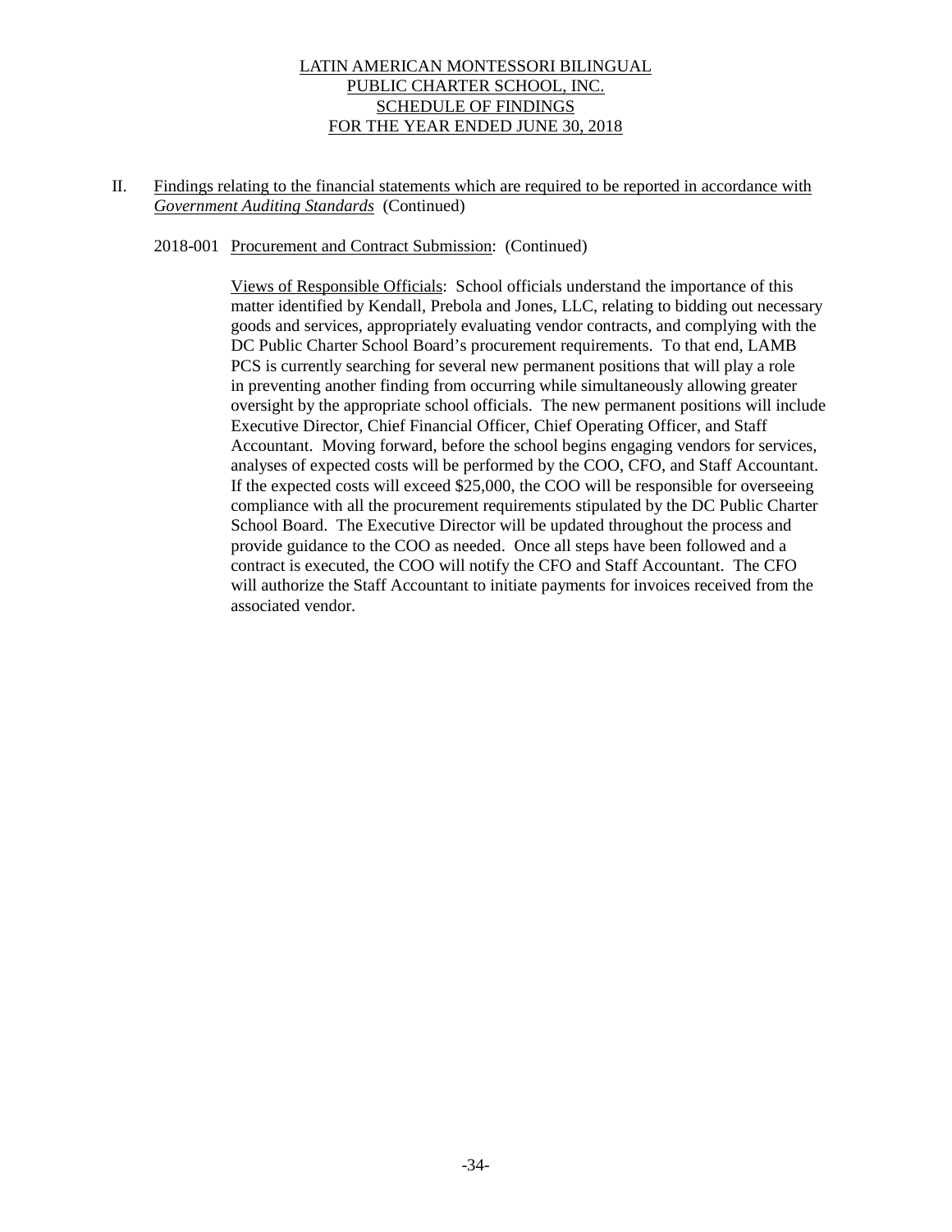LATIN AMERICAN MONTESSORI BILINGUAL
PUBLIC CHARTER SCHOOL, INC.
SCHEDULE OF FINDINGS
FOR THE YEAR ENDED JUNE 30, 2018

II. Findings relating to the financial statements which are required to be reported in accordance with *Government Auditing Standards* (Continued)

2018-001 Procurement and Contract Submission: (Continued)

Views of Responsible Officials: School officials understand the importance of this matter identified by Kendall, Prebola and Jones, LLC, relating to bidding out necessary goods and services, appropriately evaluating vendor contracts, and complying with the DC Public Charter School Board's procurement requirements. To that end, LAMB PCS is currently searching for several new permanent positions that will play a role in preventing another finding from occurring while simultaneously allowing greater oversight by the appropriate school officials. The new permanent positions will include Executive Director, Chief Financial Officer, Chief Operating Officer, and Staff Accountant. Moving forward, before the school begins engaging vendors for services, analyses of expected costs will be performed by the COO, CFO, and Staff Accountant. If the expected costs will exceed $25,000, the COO will be responsible for overseeing compliance with all the procurement requirements stipulated by the DC Public Charter School Board. The Executive Director will be updated throughout the process and provide guidance to the COO as needed. Once all steps have been followed and a contract is executed, the COO will notify the CFO and Staff Accountant. The CFO will authorize the Staff Accountant to initiate payments for invoices received from the associated vendor.